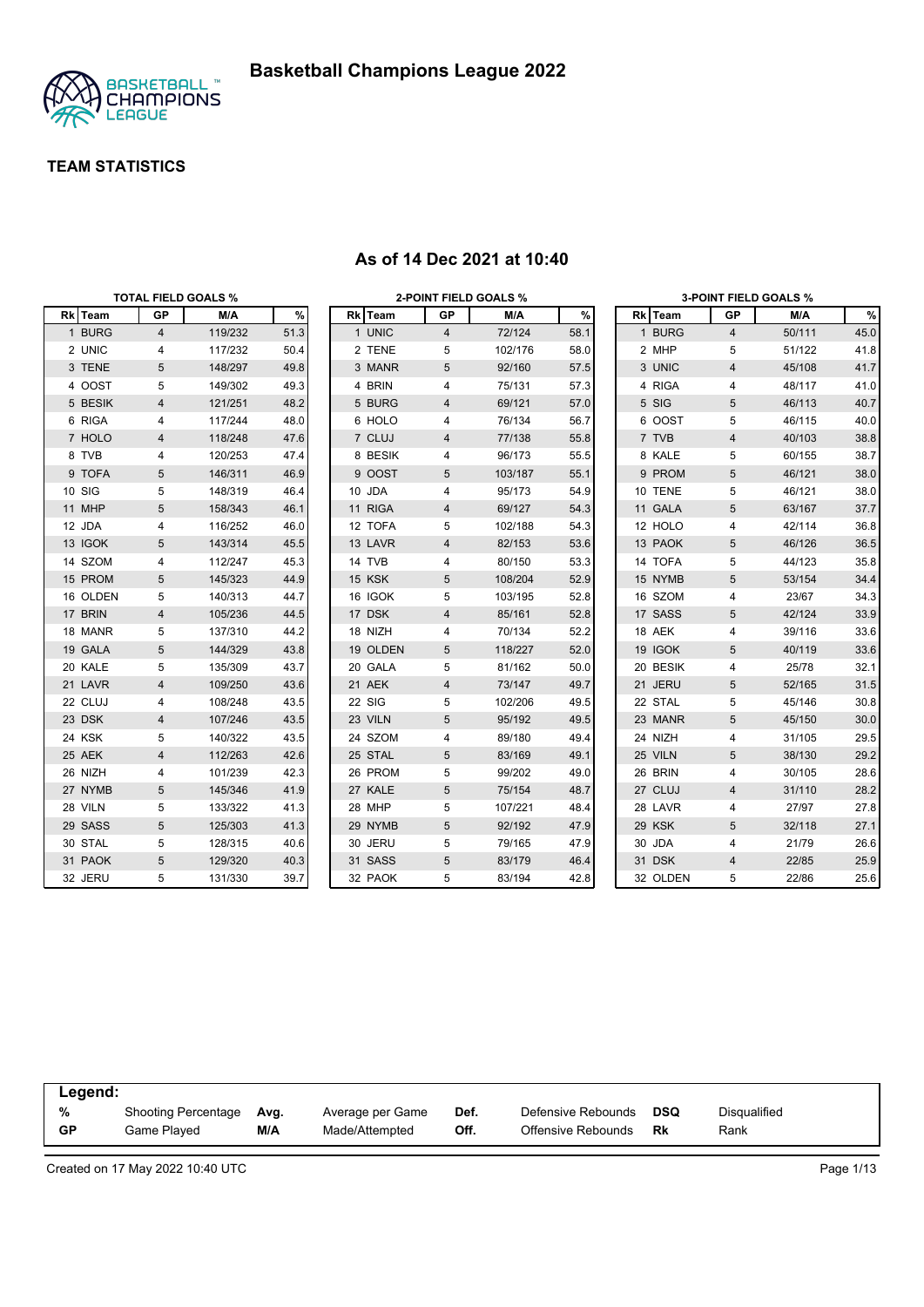# Basketball Champions League 2022

## TEAM STATISTICS

### As of 14 Dec 2021 at 10:40

**TOTAL FIELD GOALS %**

| Rk | Team | GP | M/A | % |
|---|---|---|---|---|
| 1 | BURG | 4 | 119/232 | 51.3 |
| 2 | UNIC | 4 | 117/232 | 50.4 |
| 3 | TENE | 5 | 148/297 | 49.8 |
| 4 | OOST | 5 | 149/302 | 49.3 |
| 5 | BESIK | 4 | 121/251 | 48.2 |
| 6 | RIGA | 4 | 117/244 | 48.0 |
| 7 | HOLO | 4 | 118/248 | 47.6 |
| 8 | TVB | 4 | 120/253 | 47.4 |
| 9 | TOFA | 5 | 146/311 | 46.9 |
| 10 | SIG | 5 | 148/319 | 46.4 |
| 11 | MHP | 5 | 158/343 | 46.1 |
| 12 | JDA | 4 | 116/252 | 46.0 |
| 13 | IGOK | 5 | 143/314 | 45.5 |
| 14 | SZOM | 4 | 112/247 | 45.3 |
| 15 | PROM | 5 | 145/323 | 44.9 |
| 16 | OLDEN | 5 | 140/313 | 44.7 |
| 17 | BRIN | 4 | 105/236 | 44.5 |
| 18 | MANR | 5 | 137/310 | 44.2 |
| 19 | GALA | 5 | 144/329 | 43.8 |
| 20 | KALE | 5 | 135/309 | 43.7 |
| 21 | LAVR | 4 | 109/250 | 43.6 |
| 22 | CLUJ | 4 | 108/248 | 43.5 |
| 23 | DSK | 4 | 107/246 | 43.5 |
| 24 | KSK | 5 | 140/322 | 43.5 |
| 25 | AEK | 4 | 112/263 | 42.6 |
| 26 | NIZH | 4 | 101/239 | 42.3 |
| 27 | NYMB | 5 | 145/346 | 41.9 |
| 28 | VILN | 5 | 133/322 | 41.3 |
| 29 | SASS | 5 | 125/303 | 41.3 |
| 30 | STAL | 5 | 128/315 | 40.6 |
| 31 | PAOK | 5 | 129/320 | 40.3 |
| 32 | JERU | 5 | 131/330 | 39.7 |

**2-POINT FIELD GOALS %**

| Rk | Team | GP | M/A | % |
|---|---|---|---|---|
| 1 | UNIC | 4 | 72/124 | 58.1 |
| 2 | TENE | 5 | 102/176 | 58.0 |
| 3 | MANR | 5 | 92/160 | 57.5 |
| 4 | BRIN | 4 | 75/131 | 57.3 |
| 5 | BURG | 4 | 69/121 | 57.0 |
| 6 | HOLO | 4 | 76/134 | 56.7 |
| 7 | CLUJ | 4 | 77/138 | 55.8 |
| 8 | BESIK | 4 | 96/173 | 55.5 |
| 9 | OOST | 5 | 103/187 | 55.1 |
| 10 | JDA | 4 | 95/173 | 54.9 |
| 11 | RIGA | 4 | 69/127 | 54.3 |
| 12 | TOFA | 5 | 102/188 | 54.3 |
| 13 | LAVR | 4 | 82/153 | 53.6 |
| 14 | TVB | 4 | 80/150 | 53.3 |
| 15 | KSK | 5 | 108/204 | 52.9 |
| 16 | IGOK | 5 | 103/195 | 52.8 |
| 17 | DSK | 4 | 85/161 | 52.8 |
| 18 | NIZH | 4 | 70/134 | 52.2 |
| 19 | OLDEN | 5 | 118/227 | 52.0 |
| 20 | GALA | 5 | 81/162 | 50.0 |
| 21 | AEK | 4 | 73/147 | 49.7 |
| 22 | SIG | 5 | 102/206 | 49.5 |
| 23 | VILN | 5 | 95/192 | 49.5 |
| 24 | SZOM | 4 | 89/180 | 49.4 |
| 25 | STAL | 5 | 83/169 | 49.1 |
| 26 | PROM | 5 | 99/202 | 49.0 |
| 27 | KALE | 5 | 75/154 | 48.7 |
| 28 | MHP | 5 | 107/221 | 48.4 |
| 29 | NYMB | 5 | 92/192 | 47.9 |
| 30 | JERU | 5 | 79/165 | 47.9 |
| 31 | SASS | 5 | 83/179 | 46.4 |
| 32 | PAOK | 5 | 83/194 | 42.8 |

**3-POINT FIELD GOALS %**

| Rk | Team | GP | M/A | % |
|---|---|---|---|---|
| 1 | BURG | 4 | 50/111 | 45.0 |
| 2 | MHP | 5 | 51/122 | 41.8 |
| 3 | UNIC | 4 | 45/108 | 41.7 |
| 4 | RIGA | 4 | 48/117 | 41.0 |
| 5 | SIG | 5 | 46/113 | 40.7 |
| 6 | OOST | 5 | 46/115 | 40.0 |
| 7 | TVB | 4 | 40/103 | 38.8 |
| 8 | KALE | 5 | 60/155 | 38.7 |
| 9 | PROM | 5 | 46/121 | 38.0 |
| 10 | TENE | 5 | 46/121 | 38.0 |
| 11 | GALA | 5 | 63/167 | 37.7 |
| 12 | HOLO | 4 | 42/114 | 36.8 |
| 13 | PAOK | 5 | 46/126 | 36.5 |
| 14 | TOFA | 5 | 44/123 | 35.8 |
| 15 | NYMB | 5 | 53/154 | 34.4 |
| 16 | SZOM | 4 | 23/67 | 34.3 |
| 17 | SASS | 5 | 42/124 | 33.9 |
| 18 | AEK | 4 | 39/116 | 33.6 |
| 19 | IGOK | 5 | 40/119 | 33.6 |
| 20 | BESIK | 4 | 25/78 | 32.1 |
| 21 | JERU | 5 | 52/165 | 31.5 |
| 22 | STAL | 5 | 45/146 | 30.8 |
| 23 | MANR | 5 | 45/150 | 30.0 |
| 24 | NIZH | 4 | 31/105 | 29.5 |
| 25 | VILN | 5 | 38/130 | 29.2 |
| 26 | BRIN | 4 | 30/105 | 28.6 |
| 27 | CLUJ | 4 | 31/110 | 28.2 |
| 28 | LAVR | 4 | 27/97 | 27.8 |
| 29 | KSK | 5 | 32/118 | 27.1 |
| 30 | JDA | 4 | 21/79 | 26.6 |
| 31 | DSK | 4 | 22/85 | 25.9 |
| 32 | OLDEN | 5 | 22/86 | 25.6 |

**Legend:**

| | | | | | | | |
|---|---|---|---|---|---|---|---|
| % | Shooting Percentage | Avg. | Average per Game | Def. | Defensive Rebounds | DSQ | Disqualified |
| GP | Game Played | M/A | Made/Attempted | Off. | Offensive Rebounds | Rk | Rank |

Created on 17 May 2022 10:40 UTC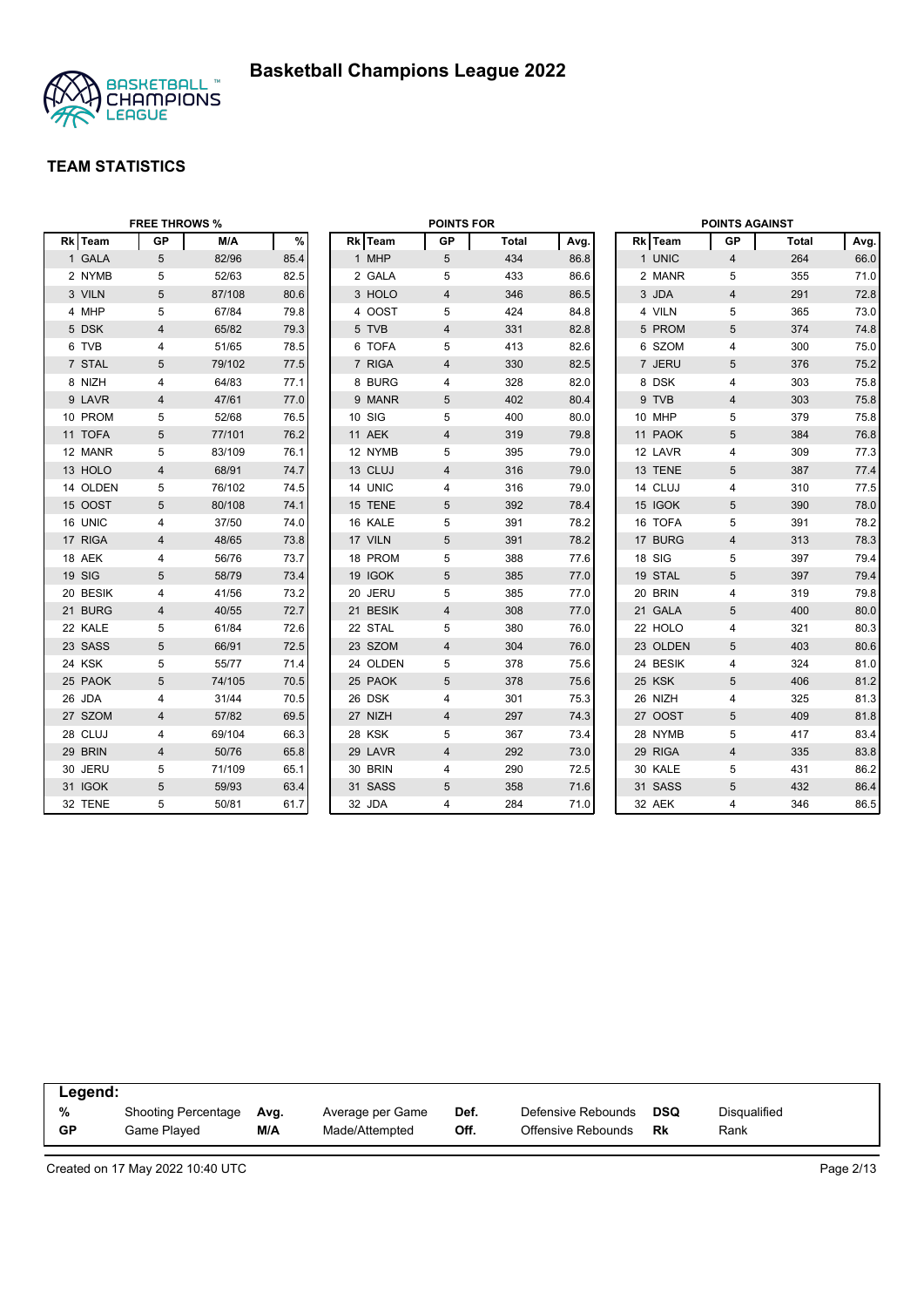# Basketball Champions League 2022

## TEAM STATISTICS

### FREE THROWS %

| Rk | Team | GP | M/A | % |
|---|---|---|---|---|
| 1 | GALA | 5 | 82/96 | 85.4 |
| 2 | NYMB | 5 | 52/63 | 82.5 |
| 3 | VILN | 5 | 87/108 | 80.6 |
| 4 | MHP | 5 | 67/84 | 79.8 |
| 5 | DSK | 4 | 65/82 | 79.3 |
| 6 | TVB | 4 | 51/65 | 78.5 |
| 7 | STAL | 5 | 79/102 | 77.5 |
| 8 | NIZH | 4 | 64/83 | 77.1 |
| 9 | LAVR | 4 | 47/61 | 77.0 |
| 10 | PROM | 5 | 52/68 | 76.5 |
| 11 | TOFA | 5 | 77/101 | 76.2 |
| 12 | MANR | 5 | 83/109 | 76.1 |
| 13 | HOLO | 4 | 68/91 | 74.7 |
| 14 | OLDEN | 5 | 76/102 | 74.5 |
| 15 | OOST | 5 | 80/108 | 74.1 |
| 16 | UNIC | 4 | 37/50 | 74.0 |
| 17 | RIGA | 4 | 48/65 | 73.8 |
| 18 | AEK | 4 | 56/76 | 73.7 |
| 19 | SIG | 5 | 58/79 | 73.4 |
| 20 | BESIK | 4 | 41/56 | 73.2 |
| 21 | BURG | 4 | 40/55 | 72.7 |
| 22 | KALE | 5 | 61/84 | 72.6 |
| 23 | SASS | 5 | 66/91 | 72.5 |
| 24 | KSK | 5 | 55/77 | 71.4 |
| 25 | PAOK | 5 | 74/105 | 70.5 |
| 26 | JDA | 4 | 31/44 | 70.5 |
| 27 | SZOM | 4 | 57/82 | 69.5 |
| 28 | CLUJ | 4 | 69/104 | 66.3 |
| 29 | BRIN | 4 | 50/76 | 65.8 |
| 30 | JERU | 5 | 71/109 | 65.1 |
| 31 | IGOK | 5 | 59/93 | 63.4 |
| 32 | TENE | 5 | 50/81 | 61.7 |

### POINTS FOR

| Rk | Team | GP | Total | Avg. |
|---|---|---|---|---|
| 1 | MHP | 5 | 434 | 86.8 |
| 2 | GALA | 5 | 433 | 86.6 |
| 3 | HOLO | 4 | 346 | 86.5 |
| 4 | OOST | 5 | 424 | 84.8 |
| 5 | TVB | 4 | 331 | 82.8 |
| 6 | TOFA | 5 | 413 | 82.6 |
| 7 | RIGA | 4 | 330 | 82.5 |
| 8 | BURG | 4 | 328 | 82.0 |
| 9 | MANR | 5 | 402 | 80.4 |
| 10 | SIG | 5 | 400 | 80.0 |
| 11 | AEK | 4 | 319 | 79.8 |
| 12 | NYMB | 5 | 395 | 79.0 |
| 13 | CLUJ | 4 | 316 | 79.0 |
| 14 | UNIC | 4 | 316 | 79.0 |
| 15 | TENE | 5 | 392 | 78.4 |
| 16 | KALE | 5 | 391 | 78.2 |
| 17 | VILN | 5 | 391 | 78.2 |
| 18 | PROM | 5 | 388 | 77.6 |
| 19 | IGOK | 5 | 385 | 77.0 |
| 20 | JERU | 5 | 385 | 77.0 |
| 21 | BESIK | 4 | 308 | 77.0 |
| 22 | STAL | 5 | 380 | 76.0 |
| 23 | SZOM | 4 | 304 | 76.0 |
| 24 | OLDEN | 5 | 378 | 75.6 |
| 25 | PAOK | 5 | 378 | 75.6 |
| 26 | DSK | 4 | 301 | 75.3 |
| 27 | NIZH | 4 | 297 | 74.3 |
| 28 | KSK | 5 | 367 | 73.4 |
| 29 | LAVR | 4 | 292 | 73.0 |
| 30 | BRIN | 4 | 290 | 72.5 |
| 31 | SASS | 5 | 358 | 71.6 |
| 32 | JDA | 4 | 284 | 71.0 |

### POINTS AGAINST

| Rk | Team | GP | Total | Avg. |
|---|---|---|---|---|
| 1 | UNIC | 4 | 264 | 66.0 |
| 2 | MANR | 5 | 355 | 71.0 |
| 3 | JDA | 4 | 291 | 72.8 |
| 4 | VILN | 5 | 365 | 73.0 |
| 5 | PROM | 5 | 374 | 74.8 |
| 6 | SZOM | 4 | 300 | 75.0 |
| 7 | JERU | 5 | 376 | 75.2 |
| 8 | DSK | 4 | 303 | 75.8 |
| 9 | TVB | 4 | 303 | 75.8 |
| 10 | MHP | 5 | 379 | 75.8 |
| 11 | PAOK | 5 | 384 | 76.8 |
| 12 | LAVR | 4 | 309 | 77.3 |
| 13 | TENE | 5 | 387 | 77.4 |
| 14 | CLUJ | 4 | 310 | 77.5 |
| 15 | IGOK | 5 | 390 | 78.0 |
| 16 | TOFA | 5 | 391 | 78.2 |
| 17 | BURG | 4 | 313 | 78.3 |
| 18 | SIG | 5 | 397 | 79.4 |
| 19 | STAL | 5 | 397 | 79.4 |
| 20 | BRIN | 4 | 319 | 79.8 |
| 21 | GALA | 5 | 400 | 80.0 |
| 22 | HOLO | 4 | 321 | 80.3 |
| 23 | OLDEN | 5 | 403 | 80.6 |
| 24 | BESIK | 4 | 324 | 81.0 |
| 25 | KSK | 5 | 406 | 81.2 |
| 26 | NIZH | 4 | 325 | 81.3 |
| 27 | OOST | 5 | 409 | 81.8 |
| 28 | NYMB | 5 | 417 | 83.4 |
| 29 | RIGA | 4 | 335 | 83.8 |
| 30 | KALE | 5 | 431 | 86.2 |
| 31 | SASS | 5 | 432 | 86.4 |
| 32 | AEK | 4 | 346 | 86.5 |

**Legend:**

| | | | | | | | |
|---|---|---|---|---|---|---|---|
| **%** | Shooting Percentage | **Avg.** | Average per Game | **Def.** | Defensive Rebounds | **DSQ** | Disqualified |
| **GP** | Game Played | **M/A** | Made/Attempted | **Off.** | Offensive Rebounds | **Rk** | Rank |

Created on 17 May 2022 10:40 UTC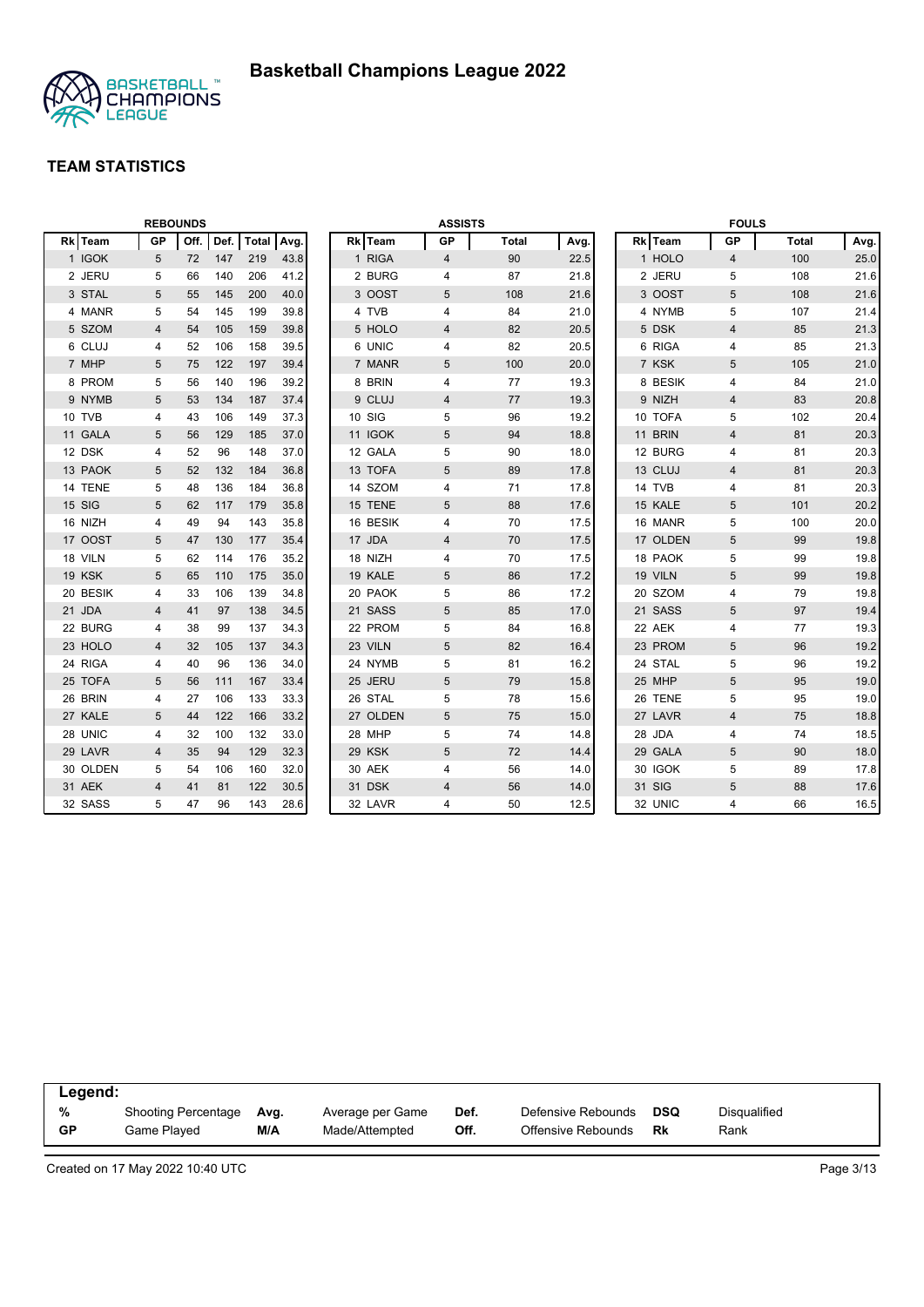# Basketball Champions League 2022

## TEAM STATISTICS

### REBOUNDS

| Rk | Team | GP | Off. | Def. | Total | Avg. |
|---|---|---|---|---|---|---|
| 1 | IGOK | 5 | 72 | 147 | 219 | 43.8 |
| 2 | JERU | 5 | 66 | 140 | 206 | 41.2 |
| 3 | STAL | 5 | 55 | 145 | 200 | 40.0 |
| 4 | MANR | 5 | 54 | 145 | 199 | 39.8 |
| 5 | SZOM | 4 | 54 | 105 | 159 | 39.8 |
| 6 | CLUJ | 4 | 52 | 106 | 158 | 39.5 |
| 7 | MHP | 5 | 75 | 122 | 197 | 39.4 |
| 8 | PROM | 5 | 56 | 140 | 196 | 39.2 |
| 9 | NYMB | 5 | 53 | 134 | 187 | 37.4 |
| 10 | TVB | 4 | 43 | 106 | 149 | 37.3 |
| 11 | GALA | 5 | 56 | 129 | 185 | 37.0 |
| 12 | DSK | 4 | 52 | 96 | 148 | 37.0 |
| 13 | PAOK | 5 | 52 | 132 | 184 | 36.8 |
| 14 | TENE | 5 | 48 | 136 | 184 | 36.8 |
| 15 | SIG | 5 | 62 | 117 | 179 | 35.8 |
| 16 | NIZH | 4 | 49 | 94 | 143 | 35.8 |
| 17 | OOST | 5 | 47 | 130 | 177 | 35.4 |
| 18 | VILN | 5 | 62 | 114 | 176 | 35.2 |
| 19 | KSK | 5 | 65 | 110 | 175 | 35.0 |
| 20 | BESIK | 4 | 33 | 106 | 139 | 34.8 |
| 21 | JDA | 4 | 41 | 97 | 138 | 34.5 |
| 22 | BURG | 4 | 38 | 99 | 137 | 34.3 |
| 23 | HOLO | 4 | 32 | 105 | 137 | 34.3 |
| 24 | RIGA | 4 | 40 | 96 | 136 | 34.0 |
| 25 | TOFA | 5 | 56 | 111 | 167 | 33.4 |
| 26 | BRIN | 4 | 27 | 106 | 133 | 33.3 |
| 27 | KALE | 5 | 44 | 122 | 166 | 33.2 |
| 28 | UNIC | 4 | 32 | 100 | 132 | 33.0 |
| 29 | LAVR | 4 | 35 | 94 | 129 | 32.3 |
| 30 | OLDEN | 5 | 54 | 106 | 160 | 32.0 |
| 31 | AEK | 4 | 41 | 81 | 122 | 30.5 |
| 32 | SASS | 5 | 47 | 96 | 143 | 28.6 |

### ASSISTS

| Rk | Team | GP | Total | Avg. |
|---|---|---|---|---|
| 1 | RIGA | 4 | 90 | 22.5 |
| 2 | BURG | 4 | 87 | 21.8 |
| 3 | OOST | 5 | 108 | 21.6 |
| 4 | TVB | 4 | 84 | 21.0 |
| 5 | HOLO | 4 | 82 | 20.5 |
| 6 | UNIC | 4 | 82 | 20.5 |
| 7 | MANR | 5 | 100 | 20.0 |
| 8 | BRIN | 4 | 77 | 19.3 |
| 9 | CLUJ | 4 | 77 | 19.3 |
| 10 | SIG | 5 | 96 | 19.2 |
| 11 | IGOK | 5 | 94 | 18.8 |
| 12 | GALA | 5 | 90 | 18.0 |
| 13 | PAOK | 5 | 89 | 17.8 |
| 14 | SZOM | 4 | 71 | 17.8 |
| 15 | TENE | 5 | 88 | 17.6 |
| 16 | BESIK | 4 | 70 | 17.5 |
| 17 | JDA | 4 | 70 | 17.5 |
| 18 | NIZH | 4 | 70 | 17.5 |
| 19 | KALE | 5 | 86 | 17.2 |
| 20 | PAOK | 5 | 86 | 17.2 |
| 21 | SASS | 5 | 85 | 17.0 |
| 22 | PROM | 5 | 84 | 16.8 |
| 23 | VILN | 5 | 82 | 16.4 |
| 24 | NYMB | 5 | 81 | 16.2 |
| 25 | JERU | 5 | 79 | 15.8 |
| 26 | STAL | 5 | 78 | 15.6 |
| 27 | OLDEN | 5 | 75 | 15.0 |
| 28 | MHP | 5 | 74 | 14.8 |
| 29 | KSK | 5 | 72 | 14.4 |
| 30 | AEK | 4 | 56 | 14.0 |
| 31 | DSK | 4 | 56 | 14.0 |
| 32 | LAVR | 4 | 50 | 12.5 |

### FOULS

| Rk | Team | GP | Total | Avg. |
|---|---|---|---|---|
| 1 | HOLO | 4 | 100 | 25.0 |
| 2 | JERU | 5 | 108 | 21.6 |
| 3 | OOST | 5 | 108 | 21.6 |
| 4 | NYMB | 5 | 107 | 21.4 |
| 5 | DSK | 4 | 85 | 21.3 |
| 6 | RIGA | 4 | 85 | 21.3 |
| 7 | KSK | 5 | 105 | 21.0 |
| 8 | BESIK | 4 | 84 | 21.0 |
| 9 | NIZH | 4 | 83 | 20.8 |
| 10 | TOFA | 5 | 102 | 20.4 |
| 11 | BRIN | 4 | 81 | 20.3 |
| 12 | BURG | 4 | 81 | 20.3 |
| 13 | CLUJ | 4 | 81 | 20.3 |
| 14 | TVB | 4 | 81 | 20.3 |
| 15 | KALE | 5 | 101 | 20.2 |
| 16 | MANR | 5 | 100 | 20.0 |
| 17 | OLDEN | 5 | 99 | 19.8 |
| 18 | PAOK | 5 | 99 | 19.8 |
| 19 | VILN | 5 | 99 | 19.8 |
| 20 | SZOM | 4 | 79 | 19.8 |
| 21 | SASS | 5 | 97 | 19.4 |
| 22 | AEK | 4 | 77 | 19.3 |
| 23 | PROM | 5 | 96 | 19.2 |
| 24 | STAL | 5 | 96 | 19.2 |
| 25 | MHP | 5 | 95 | 19.0 |
| 26 | TENE | 5 | 95 | 19.0 |
| 27 | LAVR | 4 | 75 | 18.8 |
| 28 | JDA | 4 | 74 | 18.5 |
| 29 | GALA | 5 | 90 | 18.0 |
| 30 | IGOK | 5 | 89 | 17.8 |
| 31 | SIG | 5 | 88 | 17.6 |
| 32 | UNIC | 4 | 66 | 16.5 |

**Legend:**

| | | | | | | | |
|---|---|---|---|---|---|---|---|
| % | Shooting Percentage | Avg. | Average per Game | Def. | Defensive Rebounds | DSQ | Disqualified |
| GP | Game Played | M/A | Made/Attempted | Off. | Offensive Rebounds | Rk | Rank |

Created on 17 May 2022 10:40 UTC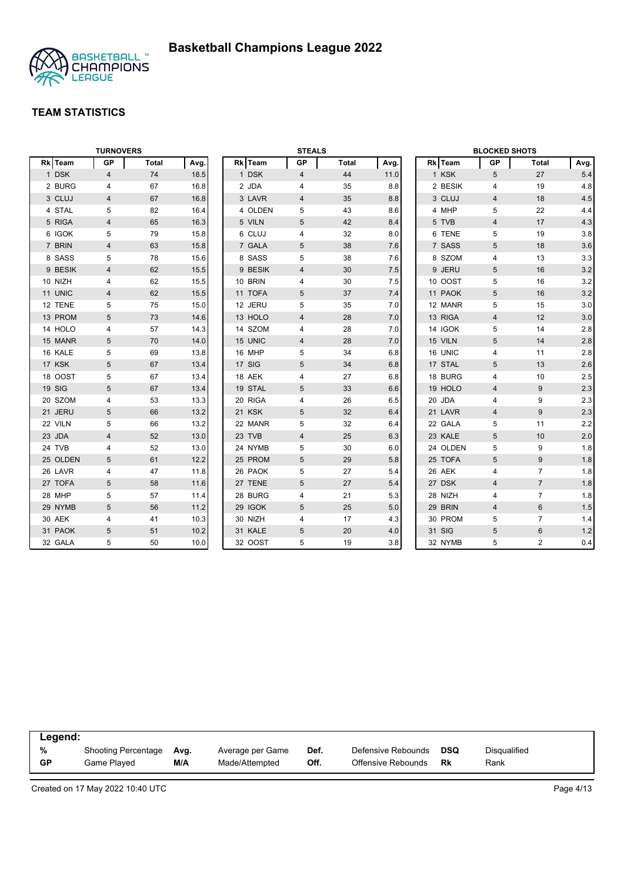# Basketball Champions League 2022

## TEAM STATISTICS

### TURNOVERS

| Rk | Team | GP | Total | Avg. |
|---|---|---|---|---|
| 1 | DSK | 4 | 74 | 18.5 |
| 2 | BURG | 4 | 67 | 16.8 |
| 3 | CLUJ | 4 | 67 | 16.8 |
| 4 | STAL | 5 | 82 | 16.4 |
| 5 | RIGA | 4 | 65 | 16.3 |
| 6 | IGOK | 5 | 79 | 15.8 |
| 7 | BRIN | 4 | 63 | 15.8 |
| 8 | SASS | 5 | 78 | 15.6 |
| 9 | BESIK | 4 | 62 | 15.5 |
| 10 | NIZH | 4 | 62 | 15.5 |
| 11 | UNIC | 4 | 62 | 15.5 |
| 12 | TENE | 5 | 75 | 15.0 |
| 13 | PROM | 5 | 73 | 14.6 |
| 14 | HOLO | 4 | 57 | 14.3 |
| 15 | MANR | 5 | 70 | 14.0 |
| 16 | KALE | 5 | 69 | 13.8 |
| 17 | KSK | 5 | 67 | 13.4 |
| 18 | OOST | 5 | 67 | 13.4 |
| 19 | SIG | 5 | 67 | 13.4 |
| 20 | SZOM | 4 | 53 | 13.3 |
| 21 | JERU | 5 | 66 | 13.2 |
| 22 | VILN | 5 | 66 | 13.2 |
| 23 | JDA | 4 | 52 | 13.0 |
| 24 | TVB | 4 | 52 | 13.0 |
| 25 | OLDEN | 5 | 61 | 12.2 |
| 26 | LAVR | 4 | 47 | 11.8 |
| 27 | TOFA | 5 | 58 | 11.6 |
| 28 | MHP | 5 | 57 | 11.4 |
| 29 | NYMB | 5 | 56 | 11.2 |
| 30 | AEK | 4 | 41 | 10.3 |
| 31 | PAOK | 5 | 51 | 10.2 |
| 32 | GALA | 5 | 50 | 10.0 |

### STEALS

| Rk | Team | GP | Total | Avg. |
|---|---|---|---|---|
| 1 | DSK | 4 | 44 | 11.0 |
| 2 | JDA | 4 | 35 | 8.8 |
| 3 | LAVR | 4 | 35 | 8.8 |
| 4 | OLDEN | 5 | 43 | 8.6 |
| 5 | VILN | 5 | 42 | 8.4 |
| 6 | CLUJ | 4 | 32 | 8.0 |
| 7 | GALA | 5 | 38 | 7.6 |
| 8 | SASS | 5 | 38 | 7.6 |
| 9 | BESIK | 4 | 30 | 7.5 |
| 10 | BRIN | 4 | 30 | 7.5 |
| 11 | TOFA | 5 | 37 | 7.4 |
| 12 | JERU | 5 | 35 | 7.0 |
| 13 | HOLO | 4 | 28 | 7.0 |
| 14 | SZOM | 4 | 28 | 7.0 |
| 15 | UNIC | 4 | 28 | 7.0 |
| 16 | MHP | 5 | 34 | 6.8 |
| 17 | SIG | 5 | 34 | 6.8 |
| 18 | AEK | 4 | 27 | 6.8 |
| 19 | STAL | 5 | 33 | 6.6 |
| 20 | RIGA | 4 | 26 | 6.5 |
| 21 | KSK | 5 | 32 | 6.4 |
| 22 | MANR | 5 | 32 | 6.4 |
| 23 | TVB | 4 | 25 | 6.3 |
| 24 | NYMB | 5 | 30 | 6.0 |
| 25 | PROM | 5 | 29 | 5.8 |
| 26 | PAOK | 5 | 27 | 5.4 |
| 27 | TENE | 5 | 27 | 5.4 |
| 28 | BURG | 4 | 21 | 5.3 |
| 29 | IGOK | 5 | 25 | 5.0 |
| 30 | NIZH | 4 | 17 | 4.3 |
| 31 | KALE | 5 | 20 | 4.0 |
| 32 | OOST | 5 | 19 | 3.8 |

### BLOCKED SHOTS

| Rk | Team | GP | Total | Avg. |
|---|---|---|---|---|
| 1 | KSK | 5 | 27 | 5.4 |
| 2 | BESIK | 4 | 19 | 4.8 |
| 3 | CLUJ | 4 | 18 | 4.5 |
| 4 | MHP | 5 | 22 | 4.4 |
| 5 | TVB | 4 | 17 | 4.3 |
| 6 | TENE | 5 | 19 | 3.8 |
| 7 | SASS | 5 | 18 | 3.6 |
| 8 | SZOM | 4 | 13 | 3.3 |
| 9 | JERU | 5 | 16 | 3.2 |
| 10 | OOST | 5 | 16 | 3.2 |
| 11 | PAOK | 5 | 16 | 3.2 |
| 12 | MANR | 5 | 15 | 3.0 |
| 13 | RIGA | 4 | 12 | 3.0 |
| 14 | IGOK | 5 | 14 | 2.8 |
| 15 | VILN | 5 | 14 | 2.8 |
| 16 | UNIC | 4 | 11 | 2.8 |
| 17 | STAL | 5 | 13 | 2.6 |
| 18 | BURG | 4 | 10 | 2.5 |
| 19 | HOLO | 4 | 9 | 2.3 |
| 20 | JDA | 4 | 9 | 2.3 |
| 21 | LAVR | 4 | 9 | 2.3 |
| 22 | GALA | 5 | 11 | 2.2 |
| 23 | KALE | 5 | 10 | 2.0 |
| 24 | OLDEN | 5 | 9 | 1.8 |
| 25 | TOFA | 5 | 9 | 1.8 |
| 26 | AEK | 4 | 7 | 1.8 |
| 27 | DSK | 4 | 7 | 1.8 |
| 28 | NIZH | 4 | 7 | 1.8 |
| 29 | BRIN | 4 | 6 | 1.5 |
| 30 | PROM | 5 | 7 | 1.4 |
| 31 | SIG | 5 | 6 | 1.2 |
| 32 | NYMB | 5 | 2 | 0.4 |

**Legend:**

| | | | | | | | |
|---|---|---|---|---|---|---|---|
| **%** | Shooting Percentage | **Avg.** | Average per Game | **Def.** | Defensive Rebounds | **DSQ** | Disqualified |
| **GP** | Game Played | **M/A** | Made/Attempted | **Off.** | Offensive Rebounds | **Rk** | Rank |

Created on 17 May 2022 10:40 UTC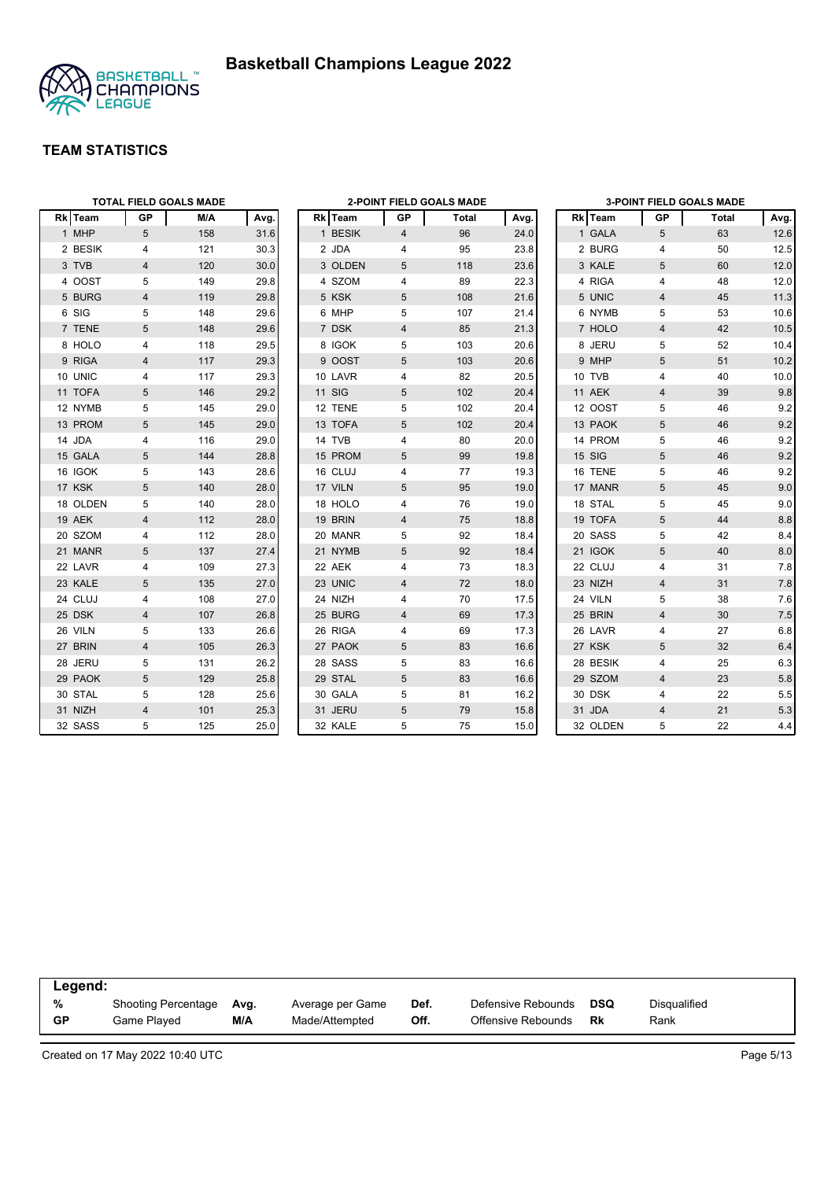# Basketball Champions League 2022

## TEAM STATISTICS

### TOTAL FIELD GOALS MADE

| Rk | Team | GP | M/A | Avg. |
|---|---|---|---|---|
| 1 | MHP | 5 | 158 | 31.6 |
| 2 | BESIK | 4 | 121 | 30.3 |
| 3 | TVB | 4 | 120 | 30.0 |
| 4 | OOST | 5 | 149 | 29.8 |
| 5 | BURG | 4 | 119 | 29.8 |
| 6 | SIG | 5 | 148 | 29.6 |
| 7 | TENE | 5 | 148 | 29.6 |
| 8 | HOLO | 4 | 118 | 29.5 |
| 9 | RIGA | 4 | 117 | 29.3 |
| 10 | UNIC | 4 | 117 | 29.3 |
| 11 | TOFA | 5 | 146 | 29.2 |
| 12 | NYMB | 5 | 145 | 29.0 |
| 13 | PROM | 5 | 145 | 29.0 |
| 14 | JDA | 4 | 116 | 29.0 |
| 15 | GALA | 5 | 144 | 28.8 |
| 16 | IGOK | 5 | 143 | 28.6 |
| 17 | KSK | 5 | 140 | 28.0 |
| 18 | OLDEN | 5 | 140 | 28.0 |
| 19 | AEK | 4 | 112 | 28.0 |
| 20 | SZOM | 4 | 112 | 28.0 |
| 21 | MANR | 5 | 137 | 27.4 |
| 22 | LAVR | 4 | 109 | 27.3 |
| 23 | KALE | 5 | 135 | 27.0 |
| 24 | CLUJ | 4 | 108 | 27.0 |
| 25 | DSK | 4 | 107 | 26.8 |
| 26 | VILN | 5 | 133 | 26.6 |
| 27 | BRIN | 4 | 105 | 26.3 |
| 28 | JERU | 5 | 131 | 26.2 |
| 29 | PAOK | 5 | 129 | 25.8 |
| 30 | STAL | 5 | 128 | 25.6 |
| 31 | NIZH | 4 | 101 | 25.3 |
| 32 | SASS | 5 | 125 | 25.0 |

### 2-POINT FIELD GOALS MADE

| Rk | Team | GP | Total | Avg. |
|---|---|---|---|---|
| 1 | BESIK | 4 | 96 | 24.0 |
| 2 | JDA | 4 | 95 | 23.8 |
| 3 | OLDEN | 5 | 118 | 23.6 |
| 4 | SZOM | 4 | 89 | 22.3 |
| 5 | KSK | 5 | 108 | 21.6 |
| 6 | MHP | 5 | 107 | 21.4 |
| 7 | DSK | 4 | 85 | 21.3 |
| 8 | IGOK | 5 | 103 | 20.6 |
| 9 | OOST | 5 | 103 | 20.6 |
| 10 | LAVR | 4 | 82 | 20.5 |
| 11 | SIG | 5 | 102 | 20.4 |
| 12 | TENE | 5 | 102 | 20.4 |
| 13 | TOFA | 5 | 102 | 20.4 |
| 14 | TVB | 4 | 80 | 20.0 |
| 15 | PROM | 5 | 99 | 19.8 |
| 16 | CLUJ | 4 | 77 | 19.3 |
| 17 | VILN | 5 | 95 | 19.0 |
| 18 | HOLO | 4 | 76 | 19.0 |
| 19 | BRIN | 4 | 75 | 18.8 |
| 20 | MANR | 5 | 92 | 18.4 |
| 21 | NYMB | 5 | 92 | 18.4 |
| 22 | AEK | 4 | 73 | 18.3 |
| 23 | UNIC | 4 | 72 | 18.0 |
| 24 | NIZH | 4 | 70 | 17.5 |
| 25 | BURG | 4 | 69 | 17.3 |
| 26 | RIGA | 4 | 69 | 17.3 |
| 27 | PAOK | 5 | 83 | 16.6 |
| 28 | SASS | 5 | 83 | 16.6 |
| 29 | STAL | 5 | 83 | 16.6 |
| 30 | GALA | 5 | 81 | 16.2 |
| 31 | JERU | 5 | 79 | 15.8 |
| 32 | KALE | 5 | 75 | 15.0 |

### 3-POINT FIELD GOALS MADE

| Rk | Team | GP | Total | Avg. |
|---|---|---|---|---|
| 1 | GALA | 5 | 63 | 12.6 |
| 2 | BURG | 4 | 50 | 12.5 |
| 3 | KALE | 5 | 60 | 12.0 |
| 4 | RIGA | 4 | 48 | 12.0 |
| 5 | UNIC | 4 | 45 | 11.3 |
| 6 | NYMB | 5 | 53 | 10.6 |
| 7 | HOLO | 4 | 42 | 10.5 |
| 8 | JERU | 5 | 52 | 10.4 |
| 9 | MHP | 5 | 51 | 10.2 |
| 10 | TVB | 4 | 40 | 10.0 |
| 11 | AEK | 4 | 39 | 9.8 |
| 12 | OOST | 5 | 46 | 9.2 |
| 13 | PAOK | 5 | 46 | 9.2 |
| 14 | PROM | 5 | 46 | 9.2 |
| 15 | SIG | 5 | 46 | 9.2 |
| 16 | TENE | 5 | 46 | 9.2 |
| 17 | MANR | 5 | 45 | 9.0 |
| 18 | STAL | 5 | 45 | 9.0 |
| 19 | TOFA | 5 | 44 | 8.8 |
| 20 | SASS | 5 | 42 | 8.4 |
| 21 | IGOK | 5 | 40 | 8.0 |
| 22 | CLUJ | 4 | 31 | 7.8 |
| 23 | NIZH | 4 | 31 | 7.8 |
| 24 | VILN | 5 | 38 | 7.6 |
| 25 | BRIN | 4 | 30 | 7.5 |
| 26 | LAVR | 4 | 27 | 6.8 |
| 27 | KSK | 5 | 32 | 6.4 |
| 28 | BESIK | 4 | 25 | 6.3 |
| 29 | SZOM | 4 | 23 | 5.8 |
| 30 | DSK | 4 | 22 | 5.5 |
| 31 | JDA | 4 | 21 | 5.3 |
| 32 | OLDEN | 5 | 22 | 4.4 |

**Legend:**

| | | | | | | | |
|---|---|---|---|---|---|---|---|
| **%** | Shooting Percentage | **Avg.** | Average per Game | **Def.** | Defensive Rebounds | **DSQ** | Disqualified |
| **GP** | Game Played | **M/A** | Made/Attempted | **Off.** | Offensive Rebounds | **Rk** | Rank |

Created on 17 May 2022 10:40 UTC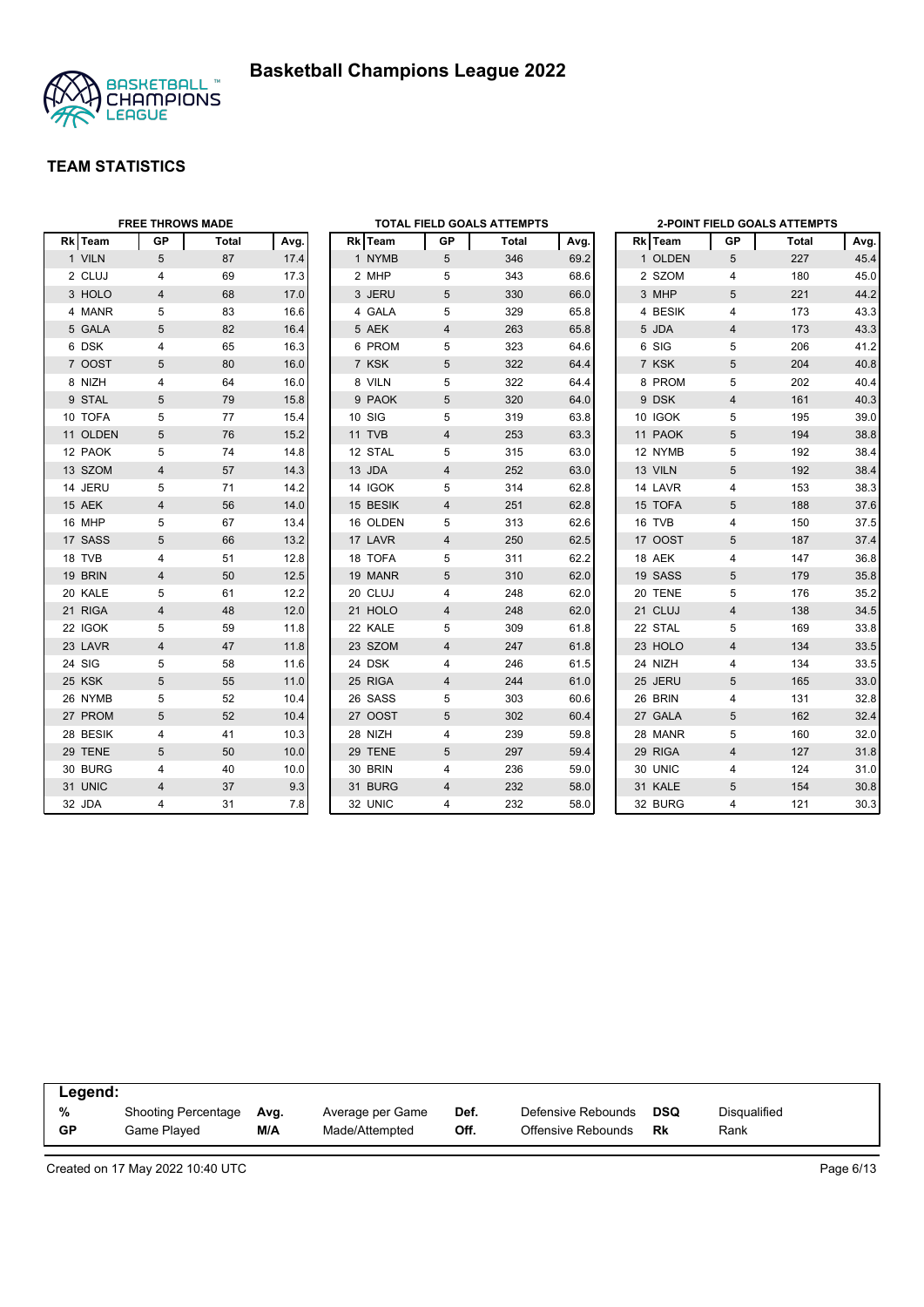# Basketball Champions League 2022

## TEAM STATISTICS

### FREE THROWS MADE

| Rk | Team | GP | Total | Avg. |
|---|---|---|---|---|
| 1 | VILN | 5 | 87 | 17.4 |
| 2 | CLUJ | 4 | 69 | 17.3 |
| 3 | HOLO | 4 | 68 | 17.0 |
| 4 | MANR | 5 | 83 | 16.6 |
| 5 | GALA | 5 | 82 | 16.4 |
| 6 | DSK | 4 | 65 | 16.3 |
| 7 | OOST | 5 | 80 | 16.0 |
| 8 | NIZH | 4 | 64 | 16.0 |
| 9 | STAL | 5 | 79 | 15.8 |
| 10 | TOFA | 5 | 77 | 15.4 |
| 11 | OLDEN | 5 | 76 | 15.2 |
| 12 | PAOK | 5 | 74 | 14.8 |
| 13 | SZOM | 4 | 57 | 14.3 |
| 14 | JERU | 5 | 71 | 14.2 |
| 15 | AEK | 4 | 56 | 14.0 |
| 16 | MHP | 5 | 67 | 13.4 |
| 17 | SASS | 5 | 66 | 13.2 |
| 18 | TVB | 4 | 51 | 12.8 |
| 19 | BRIN | 4 | 50 | 12.5 |
| 20 | KALE | 5 | 61 | 12.2 |
| 21 | RIGA | 4 | 48 | 12.0 |
| 22 | IGOK | 5 | 59 | 11.8 |
| 23 | LAVR | 4 | 47 | 11.8 |
| 24 | SIG | 5 | 58 | 11.6 |
| 25 | KSK | 5 | 55 | 11.0 |
| 26 | NYMB | 5 | 52 | 10.4 |
| 27 | PROM | 5 | 52 | 10.4 |
| 28 | BESIK | 4 | 41 | 10.3 |
| 29 | TENE | 5 | 50 | 10.0 |
| 30 | BURG | 4 | 40 | 10.0 |
| 31 | UNIC | 4 | 37 | 9.3 |
| 32 | JDA | 4 | 31 | 7.8 |

### TOTAL FIELD GOALS ATTEMPTS

| Rk | Team | GP | Total | Avg. |
|---|---|---|---|---|
| 1 | NYMB | 5 | 346 | 69.2 |
| 2 | MHP | 5 | 343 | 68.6 |
| 3 | JERU | 5 | 330 | 66.0 |
| 4 | GALA | 5 | 329 | 65.8 |
| 5 | AEK | 4 | 263 | 65.8 |
| 6 | PROM | 5 | 323 | 64.6 |
| 7 | KSK | 5 | 322 | 64.4 |
| 8 | VILN | 5 | 322 | 64.4 |
| 9 | PAOK | 5 | 320 | 64.0 |
| 10 | SIG | 5 | 319 | 63.8 |
| 11 | TVB | 4 | 253 | 63.3 |
| 12 | STAL | 5 | 315 | 63.0 |
| 13 | JDA | 4 | 252 | 63.0 |
| 14 | IGOK | 5 | 314 | 62.8 |
| 15 | BESIK | 4 | 251 | 62.8 |
| 16 | OLDEN | 5 | 313 | 62.6 |
| 17 | LAVR | 4 | 250 | 62.5 |
| 18 | TOFA | 5 | 311 | 62.2 |
| 19 | MANR | 5 | 310 | 62.0 |
| 20 | CLUJ | 4 | 248 | 62.0 |
| 21 | HOLO | 4 | 248 | 62.0 |
| 22 | KALE | 5 | 309 | 61.8 |
| 23 | SZOM | 4 | 247 | 61.8 |
| 24 | DSK | 4 | 246 | 61.5 |
| 25 | RIGA | 4 | 244 | 61.0 |
| 26 | SASS | 5 | 303 | 60.6 |
| 27 | OOST | 5 | 302 | 60.4 |
| 28 | NIZH | 4 | 239 | 59.8 |
| 29 | TENE | 5 | 297 | 59.4 |
| 30 | BRIN | 4 | 236 | 59.0 |
| 31 | BURG | 4 | 232 | 58.0 |
| 32 | UNIC | 4 | 232 | 58.0 |

### 2-POINT FIELD GOALS ATTEMPTS

| Rk | Team | GP | Total | Avg. |
|---|---|---|---|---|
| 1 | OLDEN | 5 | 227 | 45.4 |
| 2 | SZOM | 4 | 180 | 45.0 |
| 3 | MHP | 5 | 221 | 44.2 |
| 4 | BESIK | 4 | 173 | 43.3 |
| 5 | JDA | 4 | 173 | 43.3 |
| 6 | SIG | 5 | 206 | 41.2 |
| 7 | KSK | 5 | 204 | 40.8 |
| 8 | PROM | 5 | 202 | 40.4 |
| 9 | DSK | 4 | 161 | 40.3 |
| 10 | IGOK | 5 | 195 | 39.0 |
| 11 | PAOK | 5 | 194 | 38.8 |
| 12 | NYMB | 5 | 192 | 38.4 |
| 13 | VILN | 5 | 192 | 38.4 |
| 14 | LAVR | 4 | 153 | 38.3 |
| 15 | TOFA | 5 | 188 | 37.6 |
| 16 | TVB | 4 | 150 | 37.5 |
| 17 | OOST | 5 | 187 | 37.4 |
| 18 | AEK | 4 | 147 | 36.8 |
| 19 | SASS | 5 | 179 | 35.8 |
| 20 | TENE | 5 | 176 | 35.2 |
| 21 | CLUJ | 4 | 138 | 34.5 |
| 22 | STAL | 5 | 169 | 33.8 |
| 23 | HOLO | 4 | 134 | 33.5 |
| 24 | NIZH | 4 | 134 | 33.5 |
| 25 | JERU | 5 | 165 | 33.0 |
| 26 | BRIN | 4 | 131 | 32.8 |
| 27 | GALA | 5 | 162 | 32.4 |
| 28 | MANR | 5 | 160 | 32.0 |
| 29 | RIGA | 4 | 127 | 31.8 |
| 30 | UNIC | 4 | 124 | 31.0 |
| 31 | KALE | 5 | 154 | 30.8 |
| 32 | BURG | 4 | 121 | 30.3 |

**Legend:**

| | | | | | | | |
|---|---|---|---|---|---|---|---|
| % | Shooting Percentage | Avg. | Average per Game | Def. | Defensive Rebounds | DSQ | Disqualified |
| GP | Game Played | M/A | Made/Attempted | Off. | Offensive Rebounds | Rk | Rank |

Created on 17 May 2022 10:40 UTC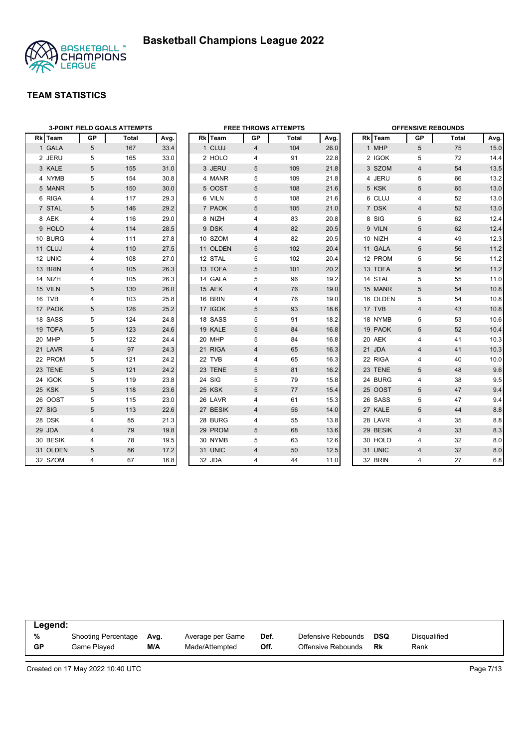# Basketball Champions League 2022

## TEAM STATISTICS

### 3-POINT FIELD GOALS ATTEMPTS

| Rk | Team | GP | Total | Avg. |
|---|---|---|---|---|
| 1 | GALA | 5 | 167 | 33.4 |
| 2 | JERU | 5 | 165 | 33.0 |
| 3 | KALE | 5 | 155 | 31.0 |
| 4 | NYMB | 5 | 154 | 30.8 |
| 5 | MANR | 5 | 150 | 30.0 |
| 6 | RIGA | 4 | 117 | 29.3 |
| 7 | STAL | 5 | 146 | 29.2 |
| 8 | AEK | 4 | 116 | 29.0 |
| 9 | HOLO | 4 | 114 | 28.5 |
| 10 | BURG | 4 | 111 | 27.8 |
| 11 | CLUJ | 4 | 110 | 27.5 |
| 12 | UNIC | 4 | 108 | 27.0 |
| 13 | BRIN | 4 | 105 | 26.3 |
| 14 | NIZH | 4 | 105 | 26.3 |
| 15 | VILN | 5 | 130 | 26.0 |
| 16 | TVB | 4 | 103 | 25.8 |
| 17 | PAOK | 5 | 126 | 25.2 |
| 18 | SASS | 5 | 124 | 24.8 |
| 19 | TOFA | 5 | 123 | 24.6 |
| 20 | MHP | 5 | 122 | 24.4 |
| 21 | LAVR | 4 | 97 | 24.3 |
| 22 | PROM | 5 | 121 | 24.2 |
| 23 | TENE | 5 | 121 | 24.2 |
| 24 | IGOK | 5 | 119 | 23.8 |
| 25 | KSK | 5 | 118 | 23.6 |
| 26 | OOST | 5 | 115 | 23.0 |
| 27 | SIG | 5 | 113 | 22.6 |
| 28 | DSK | 4 | 85 | 21.3 |
| 29 | JDA | 4 | 79 | 19.8 |
| 30 | BESIK | 4 | 78 | 19.5 |
| 31 | OLDEN | 5 | 86 | 17.2 |
| 32 | SZOM | 4 | 67 | 16.8 |

### FREE THROWS ATTEMPTS

| Rk | Team | GP | Total | Avg. |
|---|---|---|---|---|
| 1 | CLUJ | 4 | 104 | 26.0 |
| 2 | HOLO | 4 | 91 | 22.8 |
| 3 | JERU | 5 | 109 | 21.8 |
| 4 | MANR | 5 | 109 | 21.8 |
| 5 | OOST | 5 | 108 | 21.6 |
| 6 | VILN | 5 | 108 | 21.6 |
| 7 | PAOK | 5 | 105 | 21.0 |
| 8 | NIZH | 4 | 83 | 20.8 |
| 9 | DSK | 4 | 82 | 20.5 |
| 10 | SZOM | 4 | 82 | 20.5 |
| 11 | OLDEN | 5 | 102 | 20.4 |
| 12 | STAL | 5 | 102 | 20.4 |
| 13 | TOFA | 5 | 101 | 20.2 |
| 14 | GALA | 5 | 96 | 19.2 |
| 15 | AEK | 4 | 76 | 19.0 |
| 16 | BRIN | 4 | 76 | 19.0 |
| 17 | IGOK | 5 | 93 | 18.6 |
| 18 | SASS | 5 | 91 | 18.2 |
| 19 | KALE | 5 | 84 | 16.8 |
| 20 | MHP | 5 | 84 | 16.8 |
| 21 | RIGA | 4 | 65 | 16.3 |
| 22 | TVB | 4 | 65 | 16.3 |
| 23 | TENE | 5 | 81 | 16.2 |
| 24 | SIG | 5 | 79 | 15.8 |
| 25 | KSK | 5 | 77 | 15.4 |
| 26 | LAVR | 4 | 61 | 15.3 |
| 27 | BESIK | 4 | 56 | 14.0 |
| 28 | BURG | 4 | 55 | 13.8 |
| 29 | PROM | 5 | 68 | 13.6 |
| 30 | NYMB | 5 | 63 | 12.6 |
| 31 | UNIC | 4 | 50 | 12.5 |
| 32 | JDA | 4 | 44 | 11.0 |

### OFFENSIVE REBOUNDS

| Rk | Team | GP | Total | Avg. |
|---|---|---|---|---|
| 1 | MHP | 5 | 75 | 15.0 |
| 2 | IGOK | 5 | 72 | 14.4 |
| 3 | SZOM | 4 | 54 | 13.5 |
| 4 | JERU | 5 | 66 | 13.2 |
| 5 | KSK | 5 | 65 | 13.0 |
| 6 | CLUJ | 4 | 52 | 13.0 |
| 7 | DSK | 4 | 52 | 13.0 |
| 8 | SIG | 5 | 62 | 12.4 |
| 9 | VILN | 5 | 62 | 12.4 |
| 10 | NIZH | 4 | 49 | 12.3 |
| 11 | GALA | 5 | 56 | 11.2 |
| 12 | PROM | 5 | 56 | 11.2 |
| 13 | TOFA | 5 | 56 | 11.2 |
| 14 | STAL | 5 | 55 | 11.0 |
| 15 | MANR | 5 | 54 | 10.8 |
| 16 | OLDEN | 5 | 54 | 10.8 |
| 17 | TVB | 4 | 43 | 10.8 |
| 18 | NYMB | 5 | 53 | 10.6 |
| 19 | PAOK | 5 | 52 | 10.4 |
| 20 | AEK | 4 | 41 | 10.3 |
| 21 | JDA | 4 | 41 | 10.3 |
| 22 | RIGA | 4 | 40 | 10.0 |
| 23 | TENE | 5 | 48 | 9.6 |
| 24 | BURG | 4 | 38 | 9.5 |
| 25 | OOST | 5 | 47 | 9.4 |
| 26 | SASS | 5 | 47 | 9.4 |
| 27 | KALE | 5 | 44 | 8.8 |
| 28 | LAVR | 4 | 35 | 8.8 |
| 29 | BESIK | 4 | 33 | 8.3 |
| 30 | HOLO | 4 | 32 | 8.0 |
| 31 | UNIC | 4 | 32 | 8.0 |
| 32 | BRIN | 4 | 27 | 6.8 |

**Legend:**

| | | | | | | | |
|---|---|---|---|---|---|---|---|
| **%** | Shooting Percentage | **Avg.** | Average per Game | **Def.** | Defensive Rebounds | **DSQ** | Disqualified |
| **GP** | Game Played | **M/A** | Made/Attempted | **Off.** | Offensive Rebounds | **Rk** | Rank |

Created on 17 May 2022 10:40 UTC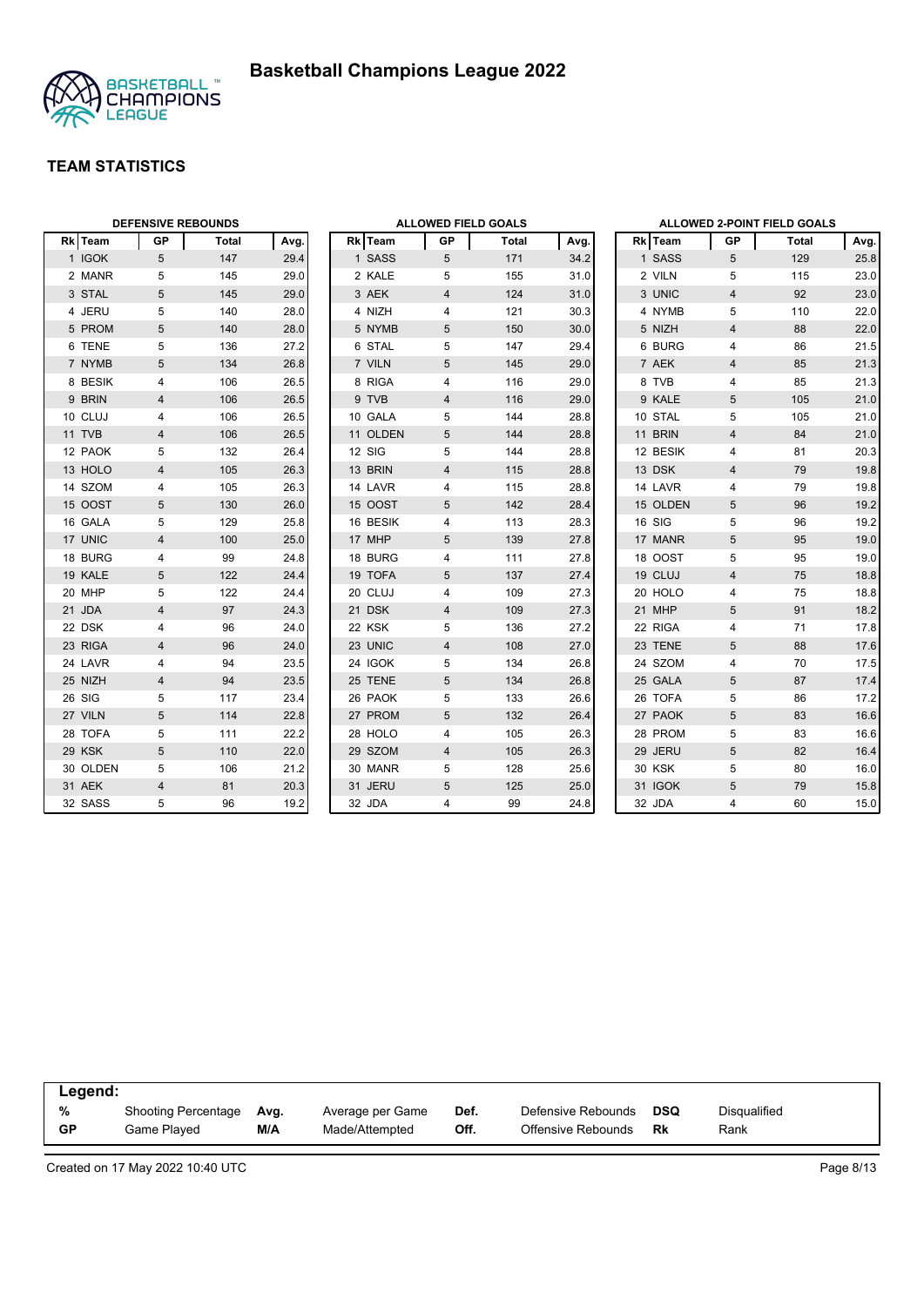# Basketball Champions League 2022

## TEAM STATISTICS

### DEFENSIVE REBOUNDS

| Rk | Team | GP | Total | Avg. |
|---|---|---|---|---|
| 1 | IGOK | 5 | 147 | 29.4 |
| 2 | MANR | 5 | 145 | 29.0 |
| 3 | STAL | 5 | 145 | 29.0 |
| 4 | JERU | 5 | 140 | 28.0 |
| 5 | PROM | 5 | 140 | 28.0 |
| 6 | TENE | 5 | 136 | 27.2 |
| 7 | NYMB | 5 | 134 | 26.8 |
| 8 | BESIK | 4 | 106 | 26.5 |
| 9 | BRIN | 4 | 106 | 26.5 |
| 10 | CLUJ | 4 | 106 | 26.5 |
| 11 | TVB | 4 | 106 | 26.5 |
| 12 | PAOK | 5 | 132 | 26.4 |
| 13 | HOLO | 4 | 105 | 26.3 |
| 14 | SZOM | 4 | 105 | 26.3 |
| 15 | OOST | 5 | 130 | 26.0 |
| 16 | GALA | 5 | 129 | 25.8 |
| 17 | UNIC | 4 | 100 | 25.0 |
| 18 | BURG | 4 | 99 | 24.8 |
| 19 | KALE | 5 | 122 | 24.4 |
| 20 | MHP | 5 | 122 | 24.4 |
| 21 | JDA | 4 | 97 | 24.3 |
| 22 | DSK | 4 | 96 | 24.0 |
| 23 | RIGA | 4 | 96 | 24.0 |
| 24 | LAVR | 4 | 94 | 23.5 |
| 25 | NIZH | 4 | 94 | 23.5 |
| 26 | SIG | 5 | 117 | 23.4 |
| 27 | VILN | 5 | 114 | 22.8 |
| 28 | TOFA | 5 | 111 | 22.2 |
| 29 | KSK | 5 | 110 | 22.0 |
| 30 | OLDEN | 5 | 106 | 21.2 |
| 31 | AEK | 4 | 81 | 20.3 |
| 32 | SASS | 5 | 96 | 19.2 |

### ALLOWED FIELD GOALS

| Rk | Team | GP | Total | Avg. |
|---|---|---|---|---|
| 1 | SASS | 5 | 171 | 34.2 |
| 2 | KALE | 5 | 155 | 31.0 |
| 3 | AEK | 4 | 124 | 31.0 |
| 4 | NIZH | 4 | 121 | 30.3 |
| 5 | NYMB | 5 | 150 | 30.0 |
| 6 | STAL | 5 | 147 | 29.4 |
| 7 | VILN | 5 | 145 | 29.0 |
| 8 | RIGA | 4 | 116 | 29.0 |
| 9 | TVB | 4 | 116 | 29.0 |
| 10 | GALA | 5 | 144 | 28.8 |
| 11 | OLDEN | 5 | 144 | 28.8 |
| 12 | SIG | 5 | 144 | 28.8 |
| 13 | BRIN | 4 | 115 | 28.8 |
| 14 | LAVR | 4 | 115 | 28.8 |
| 15 | OOST | 5 | 142 | 28.4 |
| 16 | BESIK | 4 | 113 | 28.3 |
| 17 | MHP | 5 | 139 | 27.8 |
| 18 | BURG | 4 | 111 | 27.8 |
| 19 | TOFA | 5 | 137 | 27.4 |
| 20 | CLUJ | 4 | 109 | 27.3 |
| 21 | DSK | 4 | 109 | 27.3 |
| 22 | KSK | 5 | 136 | 27.2 |
| 23 | UNIC | 4 | 108 | 27.0 |
| 24 | IGOK | 5 | 134 | 26.8 |
| 25 | TENE | 5 | 134 | 26.8 |
| 26 | PAOK | 5 | 133 | 26.6 |
| 27 | PROM | 5 | 132 | 26.4 |
| 28 | HOLO | 4 | 105 | 26.3 |
| 29 | SZOM | 4 | 105 | 26.3 |
| 30 | MANR | 5 | 128 | 25.6 |
| 31 | JERU | 5 | 125 | 25.0 |
| 32 | JDA | 4 | 99 | 24.8 |

### ALLOWED 2-POINT FIELD GOALS

| Rk | Team | GP | Total | Avg. |
|---|---|---|---|---|
| 1 | SASS | 5 | 129 | 25.8 |
| 2 | VILN | 5 | 115 | 23.0 |
| 3 | UNIC | 4 | 92 | 23.0 |
| 4 | NYMB | 5 | 110 | 22.0 |
| 5 | NIZH | 4 | 88 | 22.0 |
| 6 | BURG | 4 | 86 | 21.5 |
| 7 | AEK | 4 | 85 | 21.3 |
| 8 | TVB | 4 | 85 | 21.3 |
| 9 | KALE | 5 | 105 | 21.0 |
| 10 | STAL | 5 | 105 | 21.0 |
| 11 | BRIN | 4 | 84 | 21.0 |
| 12 | BESIK | 4 | 81 | 20.3 |
| 13 | DSK | 4 | 79 | 19.8 |
| 14 | LAVR | 4 | 79 | 19.8 |
| 15 | OLDEN | 5 | 96 | 19.2 |
| 16 | SIG | 5 | 96 | 19.2 |
| 17 | MANR | 5 | 95 | 19.0 |
| 18 | OOST | 5 | 95 | 19.0 |
| 19 | CLUJ | 4 | 75 | 18.8 |
| 20 | HOLO | 4 | 75 | 18.8 |
| 21 | MHP | 5 | 91 | 18.2 |
| 22 | RIGA | 4 | 71 | 17.8 |
| 23 | TENE | 5 | 88 | 17.6 |
| 24 | SZOM | 4 | 70 | 17.5 |
| 25 | GALA | 5 | 87 | 17.4 |
| 26 | TOFA | 5 | 86 | 17.2 |
| 27 | PAOK | 5 | 83 | 16.6 |
| 28 | PROM | 5 | 83 | 16.6 |
| 29 | JERU | 5 | 82 | 16.4 |
| 30 | KSK | 5 | 80 | 16.0 |
| 31 | IGOK | 5 | 79 | 15.8 |
| 32 | JDA | 4 | 60 | 15.0 |

**Legend:**

| | | | | | | | |
|---|---|---|---|---|---|---|---|
| % | Shooting Percentage | Avg. | Average per Game | Def. | Defensive Rebounds | DSQ | Disqualified |
| GP | Game Played | M/A | Made/Attempted | Off. | Offensive Rebounds | Rk | Rank |

Created on 17 May 2022 10:40 UTC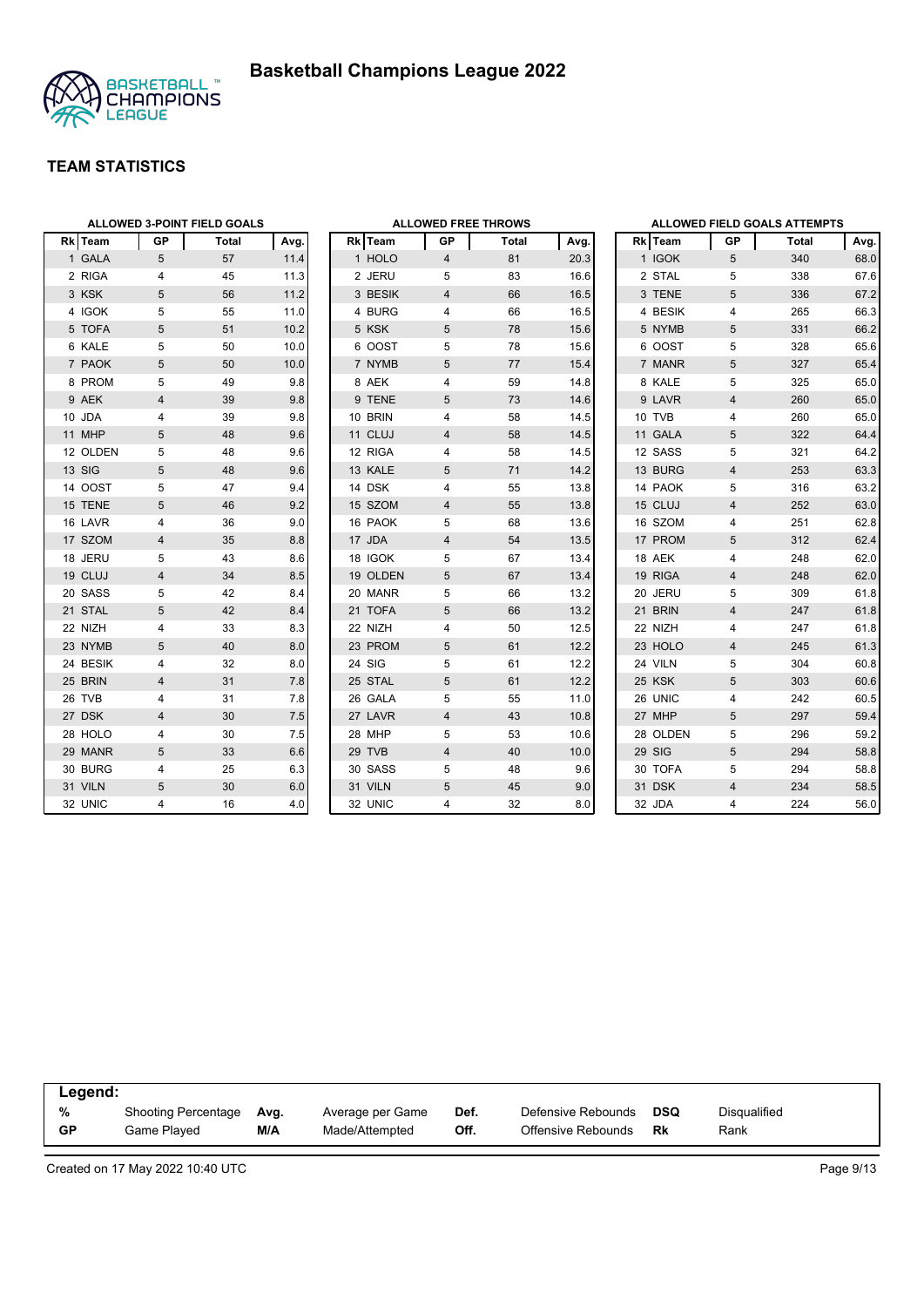# Basketball Champions League 2022

## TEAM STATISTICS

### ALLOWED 3-POINT FIELD GOALS

| Rk | Team | GP | Total | Avg. |
|---|---|---|---|---|
| 1 | GALA | 5 | 57 | 11.4 |
| 2 | RIGA | 4 | 45 | 11.3 |
| 3 | KSK | 5 | 56 | 11.2 |
| 4 | IGOK | 5 | 55 | 11.0 |
| 5 | TOFA | 5 | 51 | 10.2 |
| 6 | KALE | 5 | 50 | 10.0 |
| 7 | PAOK | 5 | 50 | 10.0 |
| 8 | PROM | 5 | 49 | 9.8 |
| 9 | AEK | 4 | 39 | 9.8 |
| 10 | JDA | 4 | 39 | 9.8 |
| 11 | MHP | 5 | 48 | 9.6 |
| 12 | OLDEN | 5 | 48 | 9.6 |
| 13 | SIG | 5 | 48 | 9.6 |
| 14 | OOST | 5 | 47 | 9.4 |
| 15 | TENE | 5 | 46 | 9.2 |
| 16 | LAVR | 4 | 36 | 9.0 |
| 17 | SZOM | 4 | 35 | 8.8 |
| 18 | JERU | 5 | 43 | 8.6 |
| 19 | CLUJ | 4 | 34 | 8.5 |
| 20 | SASS | 5 | 42 | 8.4 |
| 21 | STAL | 5 | 42 | 8.4 |
| 22 | NIZH | 4 | 33 | 8.3 |
| 23 | NYMB | 5 | 40 | 8.0 |
| 24 | BESIK | 4 | 32 | 8.0 |
| 25 | BRIN | 4 | 31 | 7.8 |
| 26 | TVB | 4 | 31 | 7.8 |
| 27 | DSK | 4 | 30 | 7.5 |
| 28 | HOLO | 4 | 30 | 7.5 |
| 29 | MANR | 5 | 33 | 6.6 |
| 30 | BURG | 4 | 25 | 6.3 |
| 31 | VILN | 5 | 30 | 6.0 |
| 32 | UNIC | 4 | 16 | 4.0 |

### ALLOWED FREE THROWS

| Rk | Team | GP | Total | Avg. |
|---|---|---|---|---|
| 1 | HOLO | 4 | 81 | 20.3 |
| 2 | JERU | 5 | 83 | 16.6 |
| 3 | BESIK | 4 | 66 | 16.5 |
| 4 | BURG | 4 | 66 | 16.5 |
| 5 | KSK | 5 | 78 | 15.6 |
| 6 | OOST | 5 | 78 | 15.6 |
| 7 | NYMB | 5 | 77 | 15.4 |
| 8 | AEK | 4 | 59 | 14.8 |
| 9 | TENE | 5 | 73 | 14.6 |
| 10 | BRIN | 4 | 58 | 14.5 |
| 11 | CLUJ | 4 | 58 | 14.5 |
| 12 | RIGA | 4 | 58 | 14.5 |
| 13 | KALE | 5 | 71 | 14.2 |
| 14 | DSK | 4 | 55 | 13.8 |
| 15 | SZOM | 4 | 55 | 13.8 |
| 16 | PAOK | 5 | 68 | 13.6 |
| 17 | JDA | 4 | 54 | 13.5 |
| 18 | IGOK | 5 | 67 | 13.4 |
| 19 | OLDEN | 5 | 67 | 13.4 |
| 20 | MANR | 5 | 66 | 13.2 |
| 21 | TOFA | 5 | 66 | 13.2 |
| 22 | NIZH | 4 | 50 | 12.5 |
| 23 | PROM | 5 | 61 | 12.2 |
| 24 | SIG | 5 | 61 | 12.2 |
| 25 | STAL | 5 | 61 | 12.2 |
| 26 | GALA | 5 | 55 | 11.0 |
| 27 | LAVR | 4 | 43 | 10.8 |
| 28 | MHP | 5 | 53 | 10.6 |
| 29 | TVB | 4 | 40 | 10.0 |
| 30 | SASS | 5 | 48 | 9.6 |
| 31 | VILN | 5 | 45 | 9.0 |
| 32 | UNIC | 4 | 32 | 8.0 |

### ALLOWED FIELD GOALS ATTEMPTS

| Rk | Team | GP | Total | Avg. |
|---|---|---|---|---|
| 1 | IGOK | 5 | 340 | 68.0 |
| 2 | STAL | 5 | 338 | 67.6 |
| 3 | TENE | 5 | 336 | 67.2 |
| 4 | BESIK | 4 | 265 | 66.3 |
| 5 | NYMB | 5 | 331 | 66.2 |
| 6 | OOST | 5 | 328 | 65.6 |
| 7 | MANR | 5 | 327 | 65.4 |
| 8 | KALE | 5 | 325 | 65.0 |
| 9 | LAVR | 4 | 260 | 65.0 |
| 10 | TVB | 4 | 260 | 65.0 |
| 11 | GALA | 5 | 322 | 64.4 |
| 12 | SASS | 5 | 321 | 64.2 |
| 13 | BURG | 4 | 253 | 63.3 |
| 14 | PAOK | 5 | 316 | 63.2 |
| 15 | CLUJ | 4 | 252 | 63.0 |
| 16 | SZOM | 4 | 251 | 62.8 |
| 17 | PROM | 5 | 312 | 62.4 |
| 18 | AEK | 4 | 248 | 62.0 |
| 19 | RIGA | 4 | 248 | 62.0 |
| 20 | JERU | 5 | 309 | 61.8 |
| 21 | BRIN | 4 | 247 | 61.8 |
| 22 | NIZH | 4 | 247 | 61.8 |
| 23 | HOLO | 4 | 245 | 61.3 |
| 24 | VILN | 5 | 304 | 60.8 |
| 25 | KSK | 5 | 303 | 60.6 |
| 26 | UNIC | 4 | 242 | 60.5 |
| 27 | MHP | 5 | 297 | 59.4 |
| 28 | OLDEN | 5 | 296 | 59.2 |
| 29 | SIG | 5 | 294 | 58.8 |
| 30 | TOFA | 5 | 294 | 58.8 |
| 31 | DSK | 4 | 234 | 58.5 |
| 32 | JDA | 4 | 224 | 56.0 |

**Legend:**

| | | | | | | | |
|---|---|---|---|---|---|---|---|
| **%** | Shooting Percentage | **Avg.** | Average per Game | **Def.** | Defensive Rebounds | **DSQ** | Disqualified |
| **GP** | Game Played | **M/A** | Made/Attempted | **Off.** | Offensive Rebounds | **Rk** | Rank |

Created on 17 May 2022 10:40 UTC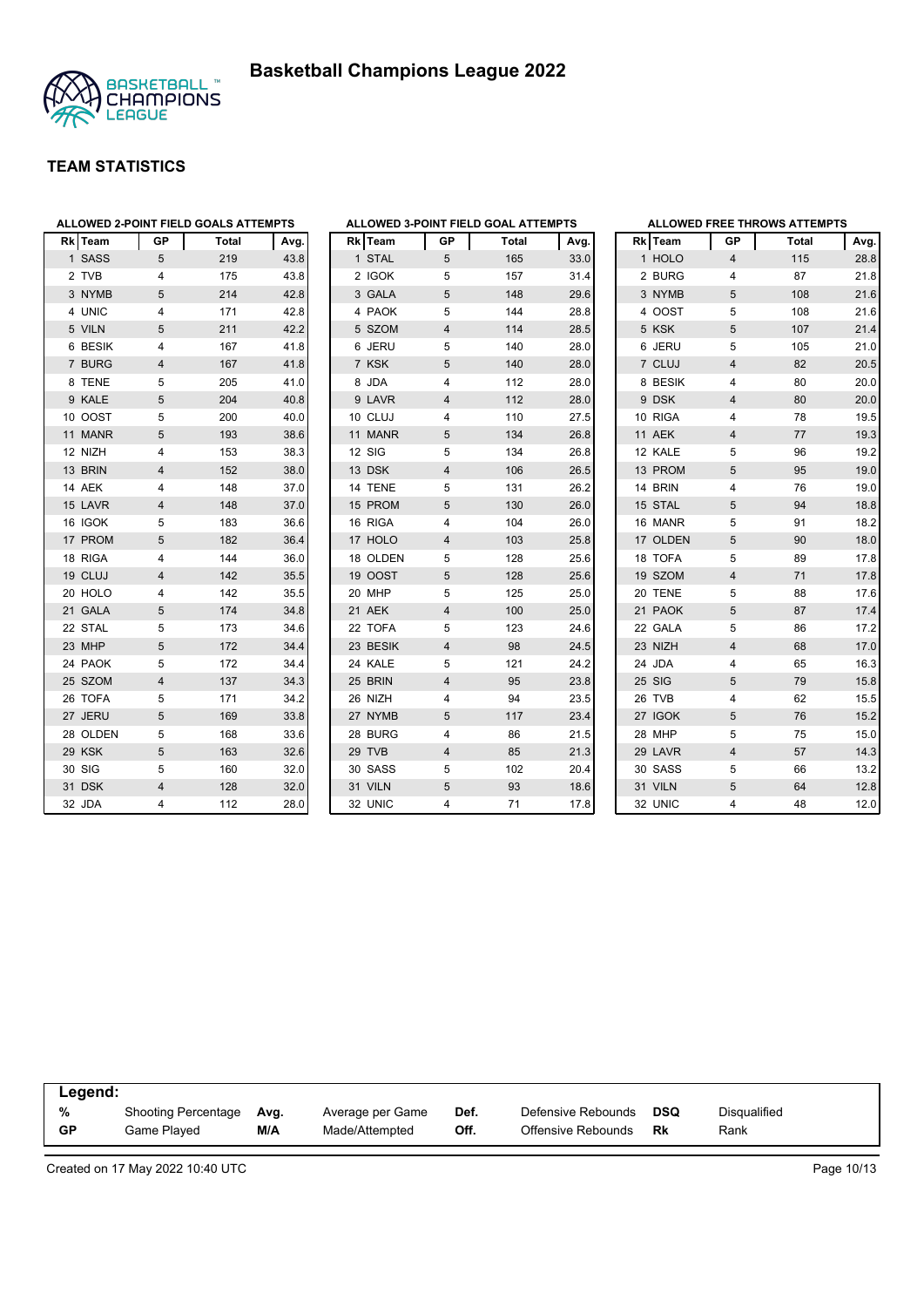# Basketball Champions League 2022

## TEAM STATISTICS

### ALLOWED 2-POINT FIELD GOALS ATTEMPTS

| Rk | Team | GP | Total | Avg. |
|---|---|---|---|---|
| 1 | SASS | 5 | 219 | 43.8 |
| 2 | TVB | 4 | 175 | 43.8 |
| 3 | NYMB | 5 | 214 | 42.8 |
| 4 | UNIC | 4 | 171 | 42.8 |
| 5 | VILN | 5 | 211 | 42.2 |
| 6 | BESIK | 4 | 167 | 41.8 |
| 7 | BURG | 4 | 167 | 41.8 |
| 8 | TENE | 5 | 205 | 41.0 |
| 9 | KALE | 5 | 204 | 40.8 |
| 10 | OOST | 5 | 200 | 40.0 |
| 11 | MANR | 5 | 193 | 38.6 |
| 12 | NIZH | 4 | 153 | 38.3 |
| 13 | BRIN | 4 | 152 | 38.0 |
| 14 | AEK | 4 | 148 | 37.0 |
| 15 | LAVR | 4 | 148 | 37.0 |
| 16 | IGOK | 5 | 183 | 36.6 |
| 17 | PROM | 5 | 182 | 36.4 |
| 18 | RIGA | 4 | 144 | 36.0 |
| 19 | CLUJ | 4 | 142 | 35.5 |
| 20 | HOLO | 4 | 142 | 35.5 |
| 21 | GALA | 5 | 174 | 34.8 |
| 22 | STAL | 5 | 173 | 34.6 |
| 23 | MHP | 5 | 172 | 34.4 |
| 24 | PAOK | 5 | 172 | 34.4 |
| 25 | SZOM | 4 | 137 | 34.3 |
| 26 | TOFA | 5 | 171 | 34.2 |
| 27 | JERU | 5 | 169 | 33.8 |
| 28 | OLDEN | 5 | 168 | 33.6 |
| 29 | KSK | 5 | 163 | 32.6 |
| 30 | SIG | 5 | 160 | 32.0 |
| 31 | DSK | 4 | 128 | 32.0 |
| 32 | JDA | 4 | 112 | 28.0 |

### ALLOWED 3-POINT FIELD GOAL ATTEMPTS

| Rk | Team | GP | Total | Avg. |
|---|---|---|---|---|
| 1 | STAL | 5 | 165 | 33.0 |
| 2 | IGOK | 5 | 157 | 31.4 |
| 3 | GALA | 5 | 148 | 29.6 |
| 4 | PAOK | 5 | 144 | 28.8 |
| 5 | SZOM | 4 | 114 | 28.5 |
| 6 | JERU | 5 | 140 | 28.0 |
| 7 | KSK | 5 | 140 | 28.0 |
| 8 | JDA | 4 | 112 | 28.0 |
| 9 | LAVR | 4 | 112 | 28.0 |
| 10 | CLUJ | 4 | 110 | 27.5 |
| 11 | MANR | 5 | 134 | 26.8 |
| 12 | SIG | 5 | 134 | 26.8 |
| 13 | DSK | 4 | 106 | 26.5 |
| 14 | TENE | 5 | 131 | 26.2 |
| 15 | PROM | 5 | 130 | 26.0 |
| 16 | RIGA | 4 | 104 | 26.0 |
| 17 | HOLO | 4 | 103 | 25.8 |
| 18 | OLDEN | 5 | 128 | 25.6 |
| 19 | OOST | 5 | 128 | 25.6 |
| 20 | MHP | 5 | 125 | 25.0 |
| 21 | AEK | 4 | 100 | 25.0 |
| 22 | TOFA | 5 | 123 | 24.6 |
| 23 | BESIK | 4 | 98 | 24.5 |
| 24 | KALE | 5 | 121 | 24.2 |
| 25 | BRIN | 4 | 95 | 23.8 |
| 26 | NIZH | 4 | 94 | 23.5 |
| 27 | NYMB | 5 | 117 | 23.4 |
| 28 | BURG | 4 | 86 | 21.5 |
| 29 | TVB | 4 | 85 | 21.3 |
| 30 | SASS | 5 | 102 | 20.4 |
| 31 | VILN | 5 | 93 | 18.6 |
| 32 | UNIC | 4 | 71 | 17.8 |

### ALLOWED FREE THROWS ATTEMPTS

| Rk | Team | GP | Total | Avg. |
|---|---|---|---|---|
| 1 | HOLO | 4 | 115 | 28.8 |
| 2 | BURG | 4 | 87 | 21.8 |
| 3 | NYMB | 5 | 108 | 21.6 |
| 4 | OOST | 5 | 108 | 21.6 |
| 5 | KSK | 5 | 107 | 21.4 |
| 6 | JERU | 5 | 105 | 21.0 |
| 7 | CLUJ | 4 | 82 | 20.5 |
| 8 | BESIK | 4 | 80 | 20.0 |
| 9 | DSK | 4 | 80 | 20.0 |
| 10 | RIGA | 4 | 78 | 19.5 |
| 11 | AEK | 4 | 77 | 19.3 |
| 12 | KALE | 5 | 96 | 19.2 |
| 13 | PROM | 5 | 95 | 19.0 |
| 14 | BRIN | 4 | 76 | 19.0 |
| 15 | STAL | 5 | 94 | 18.8 |
| 16 | MANR | 5 | 91 | 18.2 |
| 17 | OLDEN | 5 | 90 | 18.0 |
| 18 | TOFA | 5 | 89 | 17.8 |
| 19 | SZOM | 4 | 71 | 17.8 |
| 20 | TENE | 5 | 88 | 17.6 |
| 21 | PAOK | 5 | 87 | 17.4 |
| 22 | GALA | 5 | 86 | 17.2 |
| 23 | NIZH | 4 | 68 | 17.0 |
| 24 | JDA | 4 | 65 | 16.3 |
| 25 | SIG | 5 | 79 | 15.8 |
| 26 | TVB | 4 | 62 | 15.5 |
| 27 | IGOK | 5 | 76 | 15.2 |
| 28 | MHP | 5 | 75 | 15.0 |
| 29 | LAVR | 4 | 57 | 14.3 |
| 30 | SASS | 5 | 66 | 13.2 |
| 31 | VILN | 5 | 64 | 12.8 |
| 32 | UNIC | 4 | 48 | 12.0 |

**Legend:**

| | | | | | | | |
|---|---|---|---|---|---|---|---|
| % | Shooting Percentage | Avg. | Average per Game | Def. | Defensive Rebounds | DSQ | Disqualified |
| GP | Game Played | M/A | Made/Attempted | Off. | Offensive Rebounds | Rk | Rank |

Created on 17 May 2022 10:40 UTC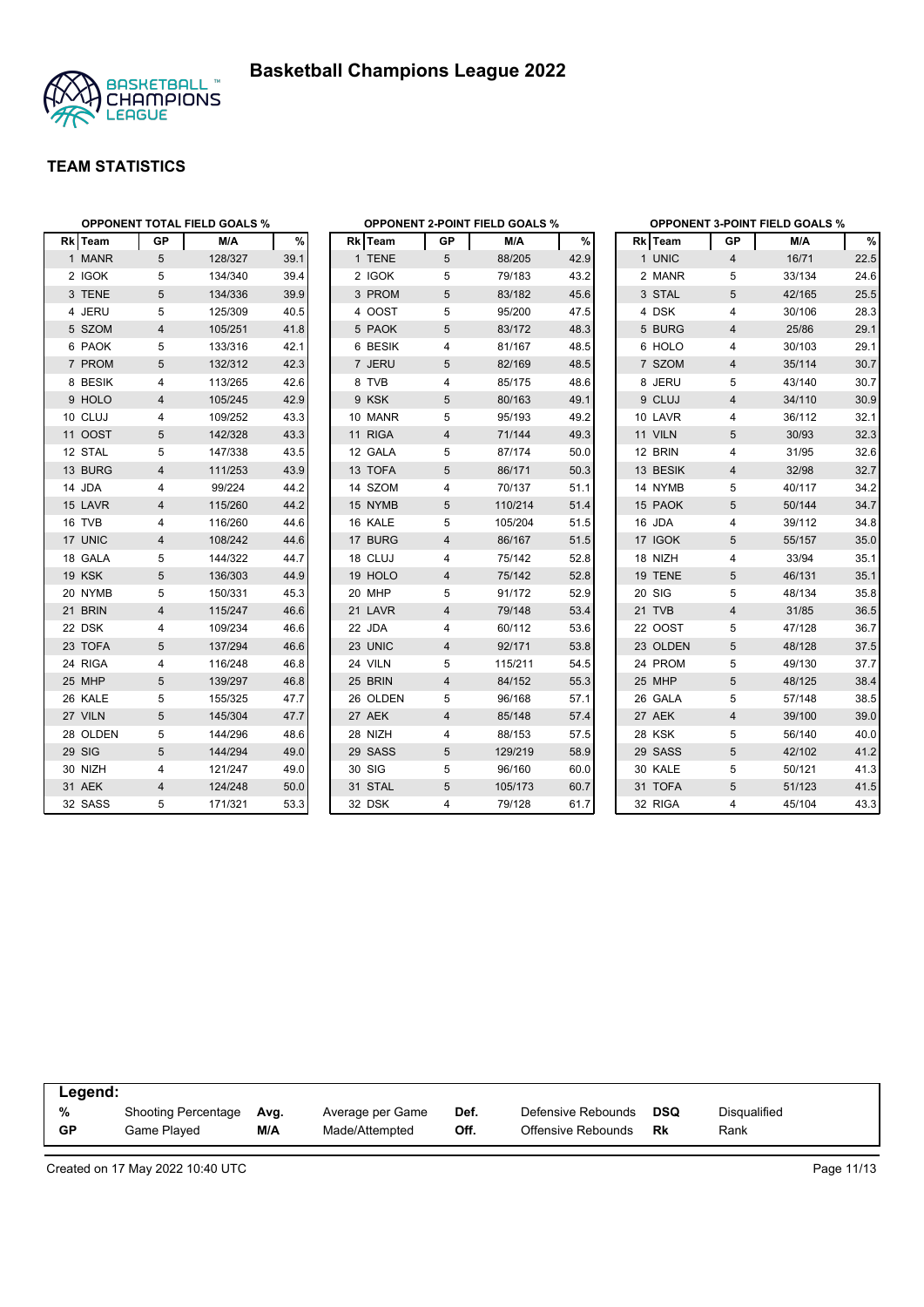# Basketball Champions League 2022

## TEAM STATISTICS

### OPPONENT TOTAL FIELD GOALS %

| Rk | Team | GP | M/A | % |
|---|---|---|---|---|
| 1 | MANR | 5 | 128/327 | 39.1 |
| 2 | IGOK | 5 | 134/340 | 39.4 |
| 3 | TENE | 5 | 134/336 | 39.9 |
| 4 | JERU | 5 | 125/309 | 40.5 |
| 5 | SZOM | 4 | 105/251 | 41.8 |
| 6 | PAOK | 5 | 133/316 | 42.1 |
| 7 | PROM | 5 | 132/312 | 42.3 |
| 8 | BESIK | 4 | 113/265 | 42.6 |
| 9 | HOLO | 4 | 105/245 | 42.9 |
| 10 | CLUJ | 4 | 109/252 | 43.3 |
| 11 | OOST | 5 | 142/328 | 43.3 |
| 12 | STAL | 5 | 147/338 | 43.5 |
| 13 | BURG | 4 | 111/253 | 43.9 |
| 14 | JDA | 4 | 99/224 | 44.2 |
| 15 | LAVR | 4 | 115/260 | 44.2 |
| 16 | TVB | 4 | 116/260 | 44.6 |
| 17 | UNIC | 4 | 108/242 | 44.6 |
| 18 | GALA | 5 | 144/322 | 44.7 |
| 19 | KSK | 5 | 136/303 | 44.9 |
| 20 | NYMB | 5 | 150/331 | 45.3 |
| 21 | BRIN | 4 | 115/247 | 46.6 |
| 22 | DSK | 4 | 109/234 | 46.6 |
| 23 | TOFA | 5 | 137/294 | 46.6 |
| 24 | RIGA | 4 | 116/248 | 46.8 |
| 25 | MHP | 5 | 139/297 | 46.8 |
| 26 | KALE | 5 | 155/325 | 47.7 |
| 27 | VILN | 5 | 145/304 | 47.7 |
| 28 | OLDEN | 5 | 144/296 | 48.6 |
| 29 | SIG | 5 | 144/294 | 49.0 |
| 30 | NIZH | 4 | 121/247 | 49.0 |
| 31 | AEK | 4 | 124/248 | 50.0 |
| 32 | SASS | 5 | 171/321 | 53.3 |

### OPPONENT 2-POINT FIELD GOALS %

| Rk | Team | GP | M/A | % |
|---|---|---|---|---|
| 1 | TENE | 5 | 88/205 | 42.9 |
| 2 | IGOK | 5 | 79/183 | 43.2 |
| 3 | PROM | 5 | 83/182 | 45.6 |
| 4 | OOST | 5 | 95/200 | 47.5 |
| 5 | PAOK | 5 | 83/172 | 48.3 |
| 6 | BESIK | 4 | 81/167 | 48.5 |
| 7 | JERU | 5 | 82/169 | 48.5 |
| 8 | TVB | 4 | 85/175 | 48.6 |
| 9 | KSK | 5 | 80/163 | 49.1 |
| 10 | MANR | 5 | 95/193 | 49.2 |
| 11 | RIGA | 4 | 71/144 | 49.3 |
| 12 | GALA | 5 | 87/174 | 50.0 |
| 13 | TOFA | 5 | 86/171 | 50.3 |
| 14 | SZOM | 4 | 70/137 | 51.1 |
| 15 | NYMB | 5 | 110/214 | 51.4 |
| 16 | KALE | 5 | 105/204 | 51.5 |
| 17 | BURG | 4 | 86/167 | 51.5 |
| 18 | CLUJ | 4 | 75/142 | 52.8 |
| 19 | HOLO | 4 | 75/142 | 52.8 |
| 20 | MHP | 5 | 91/172 | 52.9 |
| 21 | LAVR | 4 | 79/148 | 53.4 |
| 22 | JDA | 4 | 60/112 | 53.6 |
| 23 | UNIC | 4 | 92/171 | 53.8 |
| 24 | VILN | 5 | 115/211 | 54.5 |
| 25 | BRIN | 4 | 84/152 | 55.3 |
| 26 | OLDEN | 5 | 96/168 | 57.1 |
| 27 | AEK | 4 | 85/148 | 57.4 |
| 28 | NIZH | 4 | 88/153 | 57.5 |
| 29 | SASS | 5 | 129/219 | 58.9 |
| 30 | SIG | 5 | 96/160 | 60.0 |
| 31 | STAL | 5 | 105/173 | 60.7 |
| 32 | DSK | 4 | 79/128 | 61.7 |

### OPPONENT 3-POINT FIELD GOALS %

| Rk | Team | GP | M/A | % |
|---|---|---|---|---|
| 1 | UNIC | 4 | 16/71 | 22.5 |
| 2 | MANR | 5 | 33/134 | 24.6 |
| 3 | STAL | 5 | 42/165 | 25.5 |
| 4 | DSK | 4 | 30/106 | 28.3 |
| 5 | BURG | 4 | 25/86 | 29.1 |
| 6 | HOLO | 4 | 30/103 | 29.1 |
| 7 | SZOM | 4 | 35/114 | 30.7 |
| 8 | JERU | 5 | 43/140 | 30.7 |
| 9 | CLUJ | 4 | 34/110 | 30.9 |
| 10 | LAVR | 4 | 36/112 | 32.1 |
| 11 | VILN | 5 | 30/93 | 32.3 |
| 12 | BRIN | 4 | 31/95 | 32.6 |
| 13 | BESIK | 4 | 32/98 | 32.7 |
| 14 | NYMB | 5 | 40/117 | 34.2 |
| 15 | PAOK | 5 | 50/144 | 34.7 |
| 16 | JDA | 4 | 39/112 | 34.8 |
| 17 | IGOK | 5 | 55/157 | 35.0 |
| 18 | NIZH | 4 | 33/94 | 35.1 |
| 19 | TENE | 5 | 46/131 | 35.1 |
| 20 | SIG | 5 | 48/134 | 35.8 |
| 21 | TVB | 4 | 31/85 | 36.5 |
| 22 | OOST | 5 | 47/128 | 36.7 |
| 23 | OLDEN | 5 | 48/128 | 37.5 |
| 24 | PROM | 5 | 49/130 | 37.7 |
| 25 | MHP | 5 | 48/125 | 38.4 |
| 26 | GALA | 5 | 57/148 | 38.5 |
| 27 | AEK | 4 | 39/100 | 39.0 |
| 28 | KSK | 5 | 56/140 | 40.0 |
| 29 | SASS | 5 | 42/102 | 41.2 |
| 30 | KALE | 5 | 50/121 | 41.3 |
| 31 | TOFA | 5 | 51/123 | 41.5 |
| 32 | RIGA | 4 | 45/104 | 43.3 |

**Legend:**

| | | | | | | | |
|---|---|---|---|---|---|---|---|
| % | Shooting Percentage | Avg. | Average per Game | Def. | Defensive Rebounds | DSQ | Disqualified |
| GP | Game Played | M/A | Made/Attempted | Off. | Offensive Rebounds | Rk | Rank |

Created on 17 May 2022 10:40 UTC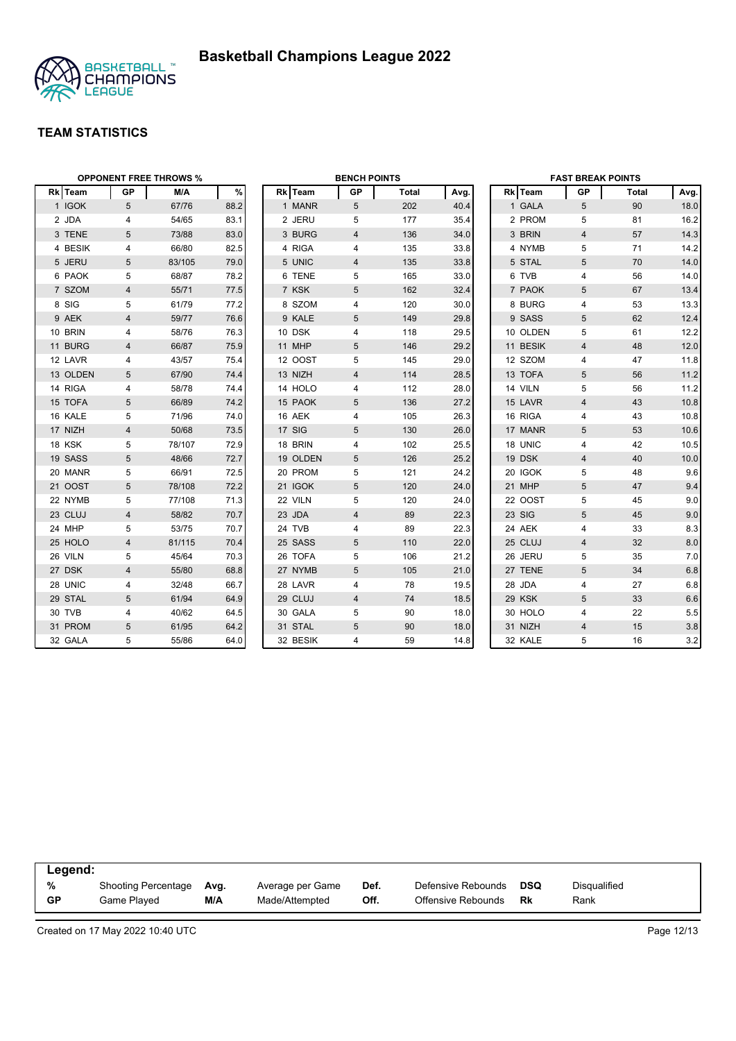# Basketball Champions League 2022

## TEAM STATISTICS

**OPPONENT FREE THROWS %**

| Rk | Team | GP | M/A | % |
|---|---|---|---|---|
| 1 | IGOK | 5 | 67/76 | 88.2 |
| 2 | JDA | 4 | 54/65 | 83.1 |
| 3 | TENE | 5 | 73/88 | 83.0 |
| 4 | BESIK | 4 | 66/80 | 82.5 |
| 5 | JERU | 5 | 83/105 | 79.0 |
| 6 | PAOK | 5 | 68/87 | 78.2 |
| 7 | SZOM | 4 | 55/71 | 77.5 |
| 8 | SIG | 5 | 61/79 | 77.2 |
| 9 | AEK | 4 | 59/77 | 76.6 |
| 10 | BRIN | 4 | 58/76 | 76.3 |
| 11 | BURG | 4 | 66/87 | 75.9 |
| 12 | LAVR | 4 | 43/57 | 75.4 |
| 13 | OLDEN | 5 | 67/90 | 74.4 |
| 14 | RIGA | 4 | 58/78 | 74.4 |
| 15 | TOFA | 5 | 66/89 | 74.2 |
| 16 | KALE | 5 | 71/96 | 74.0 |
| 17 | NIZH | 4 | 50/68 | 73.5 |
| 18 | KSK | 5 | 78/107 | 72.9 |
| 19 | SASS | 5 | 48/66 | 72.7 |
| 20 | MANR | 5 | 66/91 | 72.5 |
| 21 | OOST | 5 | 78/108 | 72.2 |
| 22 | NYMB | 5 | 77/108 | 71.3 |
| 23 | CLUJ | 4 | 58/82 | 70.7 |
| 24 | MHP | 5 | 53/75 | 70.7 |
| 25 | HOLO | 4 | 81/115 | 70.4 |
| 26 | VILN | 5 | 45/64 | 70.3 |
| 27 | DSK | 4 | 55/80 | 68.8 |
| 28 | UNIC | 4 | 32/48 | 66.7 |
| 29 | STAL | 5 | 61/94 | 64.9 |
| 30 | TVB | 4 | 40/62 | 64.5 |
| 31 | PROM | 5 | 61/95 | 64.2 |
| 32 | GALA | 5 | 55/86 | 64.0 |

**BENCH POINTS**

| Rk | Team | GP | Total | Avg. |
|---|---|---|---|---|
| 1 | MANR | 5 | 202 | 40.4 |
| 2 | JERU | 5 | 177 | 35.4 |
| 3 | BURG | 4 | 136 | 34.0 |
| 4 | RIGA | 4 | 135 | 33.8 |
| 5 | UNIC | 4 | 135 | 33.8 |
| 6 | TENE | 5 | 165 | 33.0 |
| 7 | KSK | 5 | 162 | 32.4 |
| 8 | SZOM | 4 | 120 | 30.0 |
| 9 | KALE | 5 | 149 | 29.8 |
| 10 | DSK | 4 | 118 | 29.5 |
| 11 | MHP | 5 | 146 | 29.2 |
| 12 | OOST | 5 | 145 | 29.0 |
| 13 | NIZH | 4 | 114 | 28.5 |
| 14 | HOLO | 4 | 112 | 28.0 |
| 15 | PAOK | 5 | 136 | 27.2 |
| 16 | AEK | 4 | 105 | 26.3 |
| 17 | SIG | 5 | 130 | 26.0 |
| 18 | BRIN | 4 | 102 | 25.5 |
| 19 | OLDEN | 5 | 126 | 25.2 |
| 20 | PROM | 5 | 121 | 24.2 |
| 21 | IGOK | 5 | 120 | 24.0 |
| 22 | VILN | 5 | 120 | 24.0 |
| 23 | JDA | 4 | 89 | 22.3 |
| 24 | TVB | 4 | 89 | 22.3 |
| 25 | SASS | 5 | 110 | 22.0 |
| 26 | TOFA | 5 | 106 | 21.2 |
| 27 | NYMB | 5 | 105 | 21.0 |
| 28 | LAVR | 4 | 78 | 19.5 |
| 29 | CLUJ | 4 | 74 | 18.5 |
| 30 | GALA | 5 | 90 | 18.0 |
| 31 | STAL | 5 | 90 | 18.0 |
| 32 | BESIK | 4 | 59 | 14.8 |

**FAST BREAK POINTS**

| Rk | Team | GP | Total | Avg. |
|---|---|---|---|---|
| 1 | GALA | 5 | 90 | 18.0 |
| 2 | PROM | 5 | 81 | 16.2 |
| 3 | BRIN | 4 | 57 | 14.3 |
| 4 | NYMB | 5 | 71 | 14.2 |
| 5 | STAL | 5 | 70 | 14.0 |
| 6 | TVB | 4 | 56 | 14.0 |
| 7 | PAOK | 5 | 67 | 13.4 |
| 8 | BURG | 4 | 53 | 13.3 |
| 9 | SASS | 5 | 62 | 12.4 |
| 10 | OLDEN | 5 | 61 | 12.2 |
| 11 | BESIK | 4 | 48 | 12.0 |
| 12 | SZOM | 4 | 47 | 11.8 |
| 13 | TOFA | 5 | 56 | 11.2 |
| 14 | VILN | 5 | 56 | 11.2 |
| 15 | LAVR | 4 | 43 | 10.8 |
| 16 | RIGA | 4 | 43 | 10.8 |
| 17 | MANR | 5 | 53 | 10.6 |
| 18 | UNIC | 4 | 42 | 10.5 |
| 19 | DSK | 4 | 40 | 10.0 |
| 20 | IGOK | 5 | 48 | 9.6 |
| 21 | MHP | 5 | 47 | 9.4 |
| 22 | OOST | 5 | 45 | 9.0 |
| 23 | SIG | 5 | 45 | 9.0 |
| 24 | AEK | 4 | 33 | 8.3 |
| 25 | CLUJ | 4 | 32 | 8.0 |
| 26 | JERU | 5 | 35 | 7.0 |
| 27 | TENE | 5 | 34 | 6.8 |
| 28 | JDA | 4 | 27 | 6.8 |
| 29 | KSK | 5 | 33 | 6.6 |
| 30 | HOLO | 4 | 22 | 5.5 |
| 31 | NIZH | 4 | 15 | 3.8 |
| 32 | KALE | 5 | 16 | 3.2 |

**Legend:**

| | | | | | | | |
|---|---|---|---|---|---|---|---|
| % | Shooting Percentage | Avg. | Average per Game | Def. | Defensive Rebounds | DSQ | Disqualified |
| GP | Game Played | M/A | Made/Attempted | Off. | Offensive Rebounds | Rk | Rank |

Created on 17 May 2022 10:40 UTC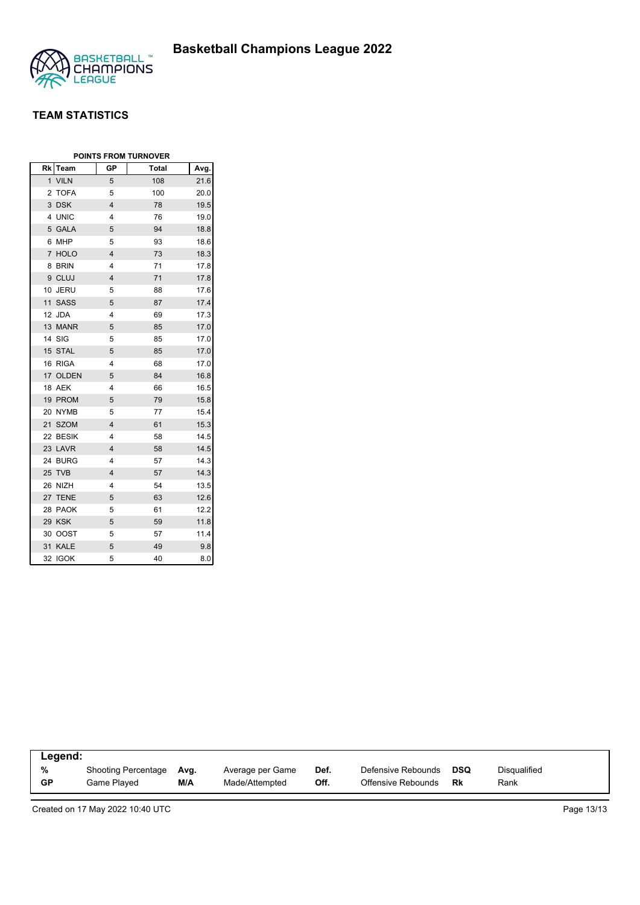# Basketball Champions League 2022

## TEAM STATISTICS

**POINTS FROM TURNOVER**

| Rk | Team | GP | Total | Avg. |
|---|---|---|---|---|
| 1 | VILN | 5 | 108 | 21.6 |
| 2 | TOFA | 5 | 100 | 20.0 |
| 3 | DSK | 4 | 78 | 19.5 |
| 4 | UNIC | 4 | 76 | 19.0 |
| 5 | GALA | 5 | 94 | 18.8 |
| 6 | MHP | 5 | 93 | 18.6 |
| 7 | HOLO | 4 | 73 | 18.3 |
| 8 | BRIN | 4 | 71 | 17.8 |
| 9 | CLUJ | 4 | 71 | 17.8 |
| 10 | JERU | 5 | 88 | 17.6 |
| 11 | SASS | 5 | 87 | 17.4 |
| 12 | JDA | 4 | 69 | 17.3 |
| 13 | MANR | 5 | 85 | 17.0 |
| 14 | SIG | 5 | 85 | 17.0 |
| 15 | STAL | 5 | 85 | 17.0 |
| 16 | RIGA | 4 | 68 | 17.0 |
| 17 | OLDEN | 5 | 84 | 16.8 |
| 18 | AEK | 4 | 66 | 16.5 |
| 19 | PROM | 5 | 79 | 15.8 |
| 20 | NYMB | 5 | 77 | 15.4 |
| 21 | SZOM | 4 | 61 | 15.3 |
| 22 | BESIK | 4 | 58 | 14.5 |
| 23 | LAVR | 4 | 58 | 14.5 |
| 24 | BURG | 4 | 57 | 14.3 |
| 25 | TVB | 4 | 57 | 14.3 |
| 26 | NIZH | 4 | 54 | 13.5 |
| 27 | TENE | 5 | 63 | 12.6 |
| 28 | PAOK | 5 | 61 | 12.2 |
| 29 | KSK | 5 | 59 | 11.8 |
| 30 | OOST | 5 | 57 | 11.4 |
| 31 | KALE | 5 | 49 | 9.8 |
| 32 | IGOK | 5 | 40 | 8.0 |

**Legend:**

| | | | | | | | |
|---|---|---|---|---|---|---|---|
| **%** | Shooting Percentage | **Avg.** | Average per Game | **Def.** | Defensive Rebounds | **DSQ** | Disqualified |
| **GP** | Game Played | **M/A** | Made/Attempted | **Off.** | Offensive Rebounds | **Rk** | Rank |

Created on 17 May 2022 10:40 UTC